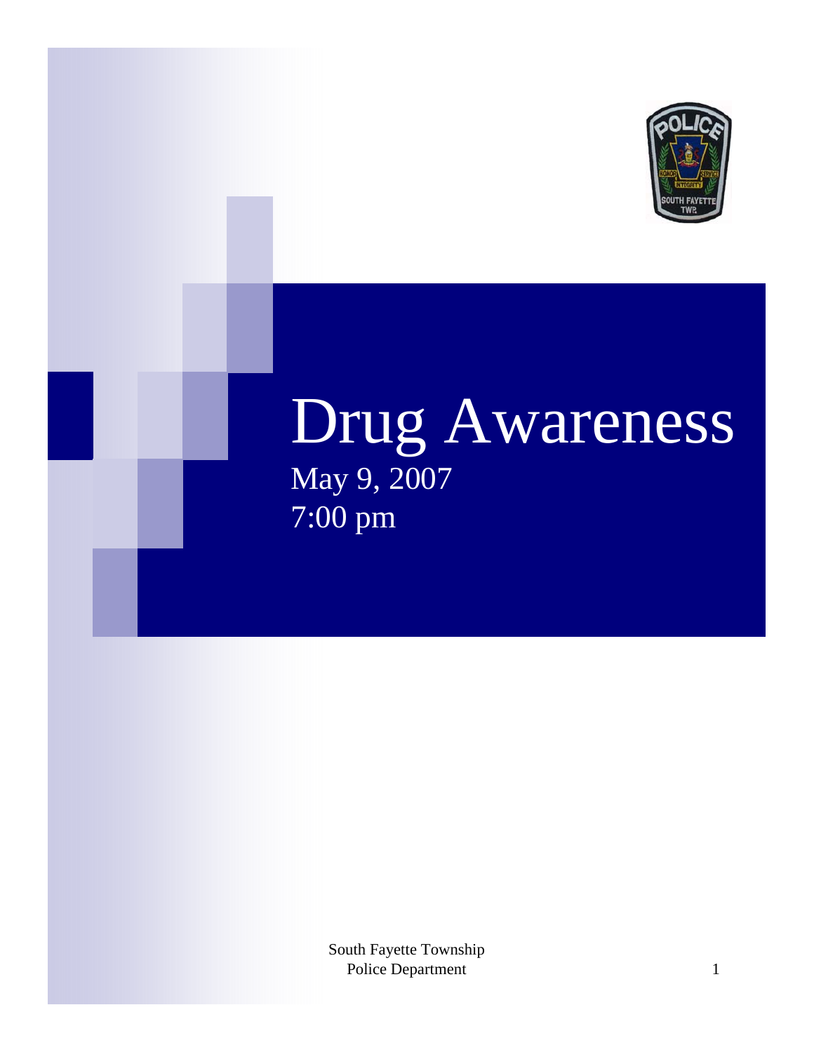# Drug Awareness

May 9, 2007

7:00 pm

South Fayette Township
Police Department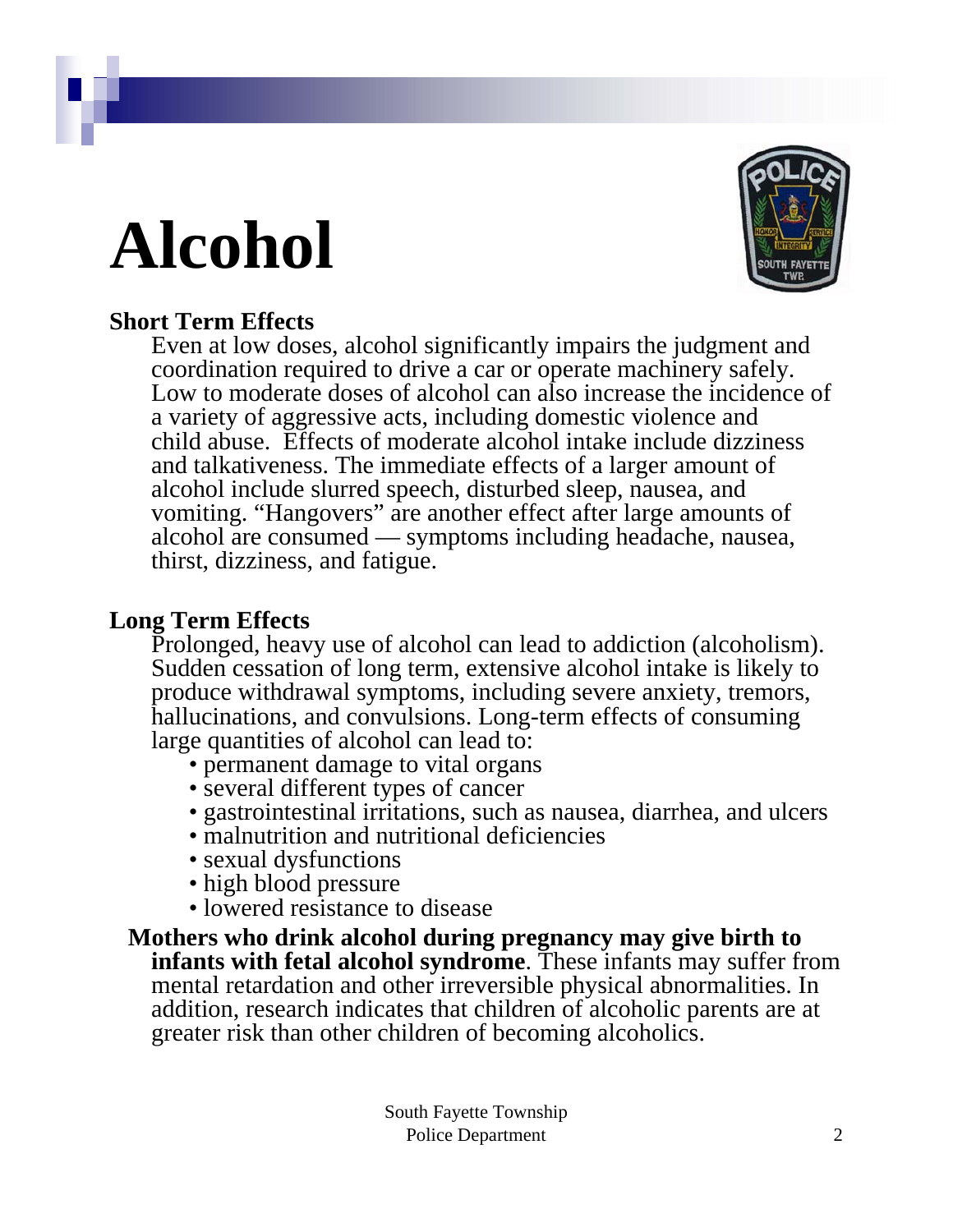# Alcohol

**Short Term Effects**

Even at low doses, alcohol significantly impairs the judgment and coordination required to drive a car or operate machinery safely. Low to moderate doses of alcohol can also increase the incidence of a variety of aggressive acts, including domestic violence and child abuse. Effects of moderate alcohol intake include dizziness and talkativeness. The immediate effects of a larger amount of alcohol include slurred speech, disturbed sleep, nausea, and vomiting. "Hangovers" are another effect after large amounts of alcohol are consumed — symptoms including headache, nausea, thirst, dizziness, and fatigue.

**Long Term Effects**

Prolonged, heavy use of alcohol can lead to addiction (alcoholism). Sudden cessation of long term, extensive alcohol intake is likely to produce withdrawal symptoms, including severe anxiety, tremors, hallucinations, and convulsions. Long-term effects of consuming large quantities of alcohol can lead to:

- permanent damage to vital organs
- several different types of cancer
- gastrointestinal irritations, such as nausea, diarrhea, and ulcers
- malnutrition and nutritional deficiencies
- sexual dysfunctions
- high blood pressure
- lowered resistance to disease

**Mothers who drink alcohol during pregnancy may give birth to infants with fetal alcohol syndrome**. These infants may suffer from mental retardation and other irreversible physical abnormalities. In addition, research indicates that children of alcoholic parents are at greater risk than other children of becoming alcoholics.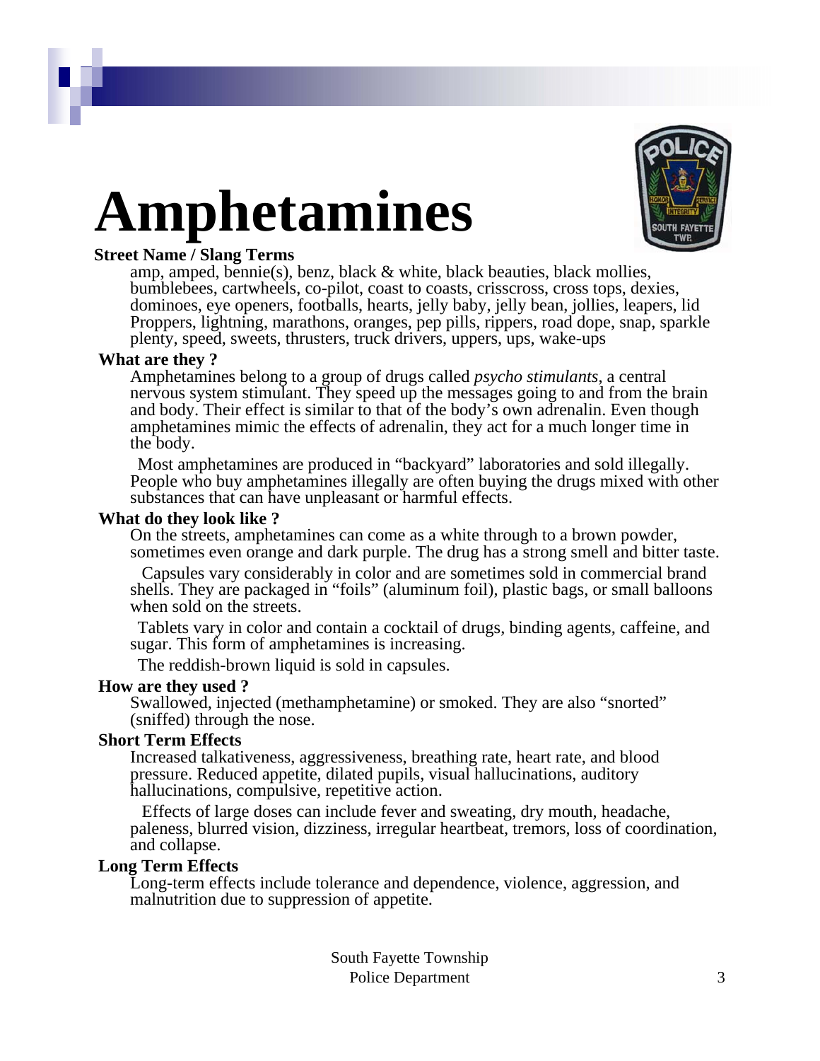# Amphetamines

**Street Name / Slang Terms**

amp, amped, bennie(s), benz, black & white, black beauties, black mollies, bumblebees, cartwheels, co-pilot, coast to coasts, crisscross, cross tops, dexies, dominoes, eye openers, footballs, hearts, jelly baby, jelly bean, jollies, leapers, lid Proppers, lightning, marathons, oranges, pep pills, rippers, road dope, snap, sparkle plenty, speed, sweets, thrusters, truck drivers, uppers, ups, wake-ups

**What are they ?**

Amphetamines belong to a group of drugs called *psycho stimulants*, a central nervous system stimulant. They speed up the messages going to and from the brain and body. Their effect is similar to that of the body's own adrenalin. Even though amphetamines mimic the effects of adrenalin, they act for a much longer time in the body.

Most amphetamines are produced in "backyard" laboratories and sold illegally. People who buy amphetamines illegally are often buying the drugs mixed with other substances that can have unpleasant or harmful effects.

**What do they look like ?**

On the streets, amphetamines can come as a white through to a brown powder, sometimes even orange and dark purple. The drug has a strong smell and bitter taste.

Capsules vary considerably in color and are sometimes sold in commercial brand shells. They are packaged in "foils" (aluminum foil), plastic bags, or small balloons when sold on the streets.

Tablets vary in color and contain a cocktail of drugs, binding agents, caffeine, and sugar. This form of amphetamines is increasing.

The reddish-brown liquid is sold in capsules.

**How are they used ?**

Swallowed, injected (methamphetamine) or smoked. They are also "snorted" (sniffed) through the nose.

**Short Term Effects**

Increased talkativeness, aggressiveness, breathing rate, heart rate, and blood pressure. Reduced appetite, dilated pupils, visual hallucinations, auditory hallucinations, compulsive, repetitive action.

Effects of large doses can include fever and sweating, dry mouth, headache, paleness, blurred vision, dizziness, irregular heartbeat, tremors, loss of coordination, and collapse.

**Long Term Effects**

Long-term effects include tolerance and dependence, violence, aggression, and malnutrition due to suppression of appetite.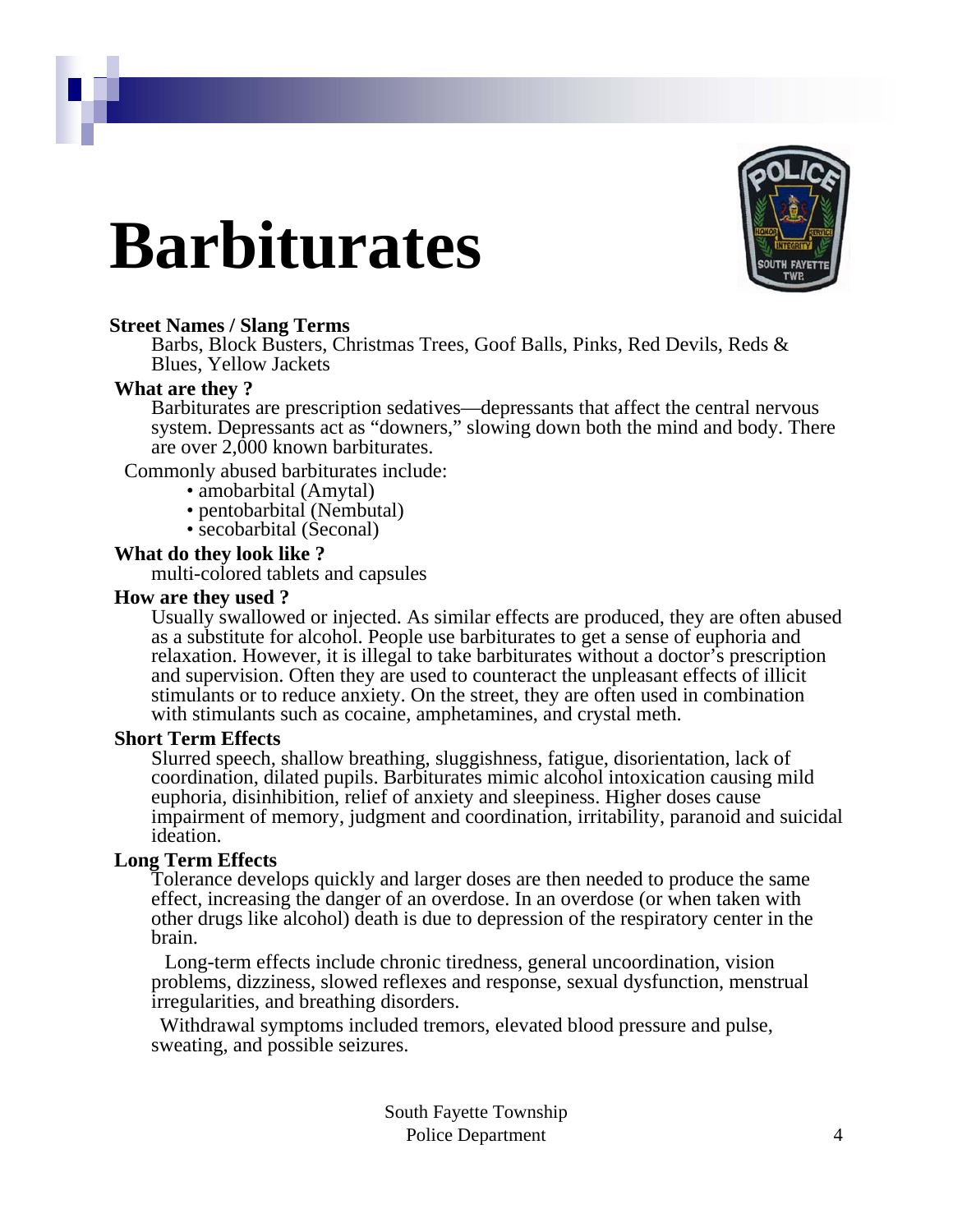# Barbiturates

**Street Names / Slang Terms**

Barbs, Block Busters, Christmas Trees, Goof Balls, Pinks, Red Devils, Reds & Blues, Yellow Jackets

**What are they ?**

Barbiturates are prescription sedatives—depressants that affect the central nervous system. Depressants act as "downers," slowing down both the mind and body. There are over 2,000 known barbiturates.

Commonly abused barbiturates include:

- amobarbital (Amytal)
- pentobarbital (Nembutal)
- secobarbital (Seconal)

**What do they look like ?**

multi-colored tablets and capsules

**How are they used ?**

Usually swallowed or injected. As similar effects are produced, they are often abused as a substitute for alcohol. People use barbiturates to get a sense of euphoria and relaxation. However, it is illegal to take barbiturates without a doctor's prescription and supervision. Often they are used to counteract the unpleasant effects of illicit stimulants or to reduce anxiety. On the street, they are often used in combination with stimulants such as cocaine, amphetamines, and crystal meth.

**Short Term Effects**

Slurred speech, shallow breathing, sluggishness, fatigue, disorientation, lack of coordination, dilated pupils. Barbiturates mimic alcohol intoxication causing mild euphoria, disinhibition, relief of anxiety and sleepiness. Higher doses cause impairment of memory, judgment and coordination, irritability, paranoid and suicidal ideation.

**Long Term Effects**

Tolerance develops quickly and larger doses are then needed to produce the same effect, increasing the danger of an overdose. In an overdose (or when taken with other drugs like alcohol) death is due to depression of the respiratory center in the brain.

Long-term effects include chronic tiredness, general uncoordination, vision problems, dizziness, slowed reflexes and response, sexual dysfunction, menstrual irregularities, and breathing disorders.

Withdrawal symptoms included tremors, elevated blood pressure and pulse, sweating, and possible seizures.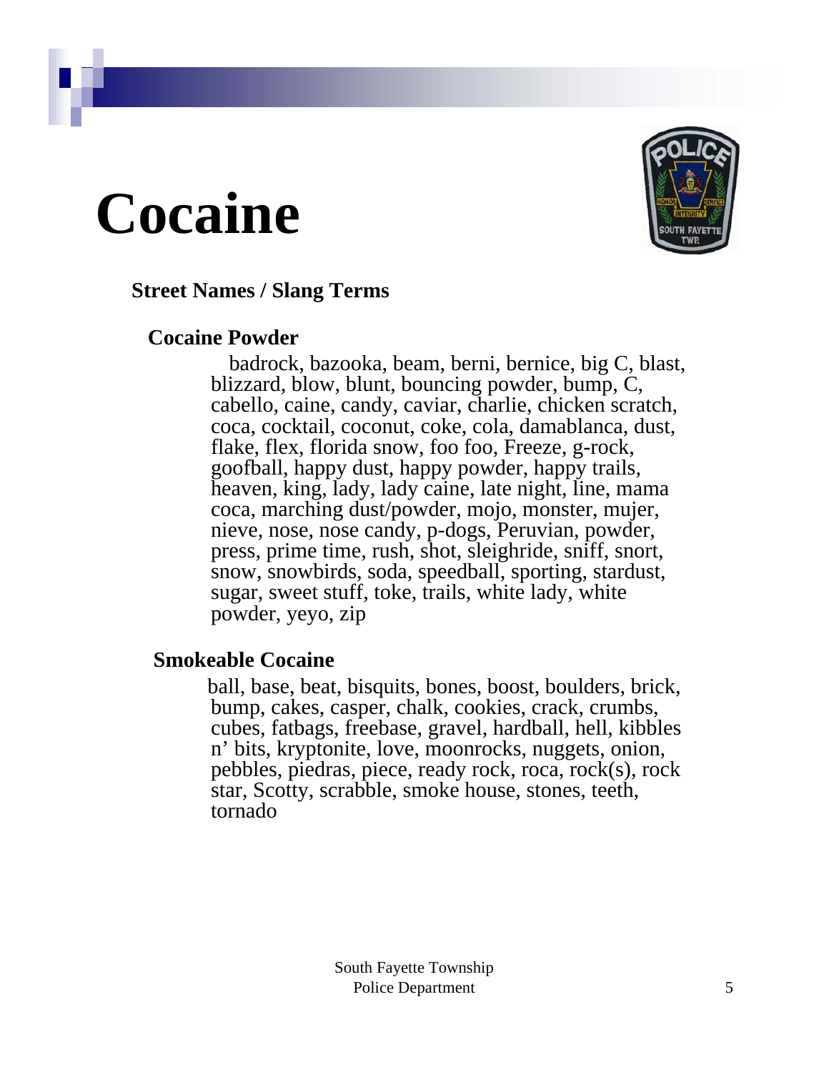# Cocaine

**Street Names / Slang Terms**

**Cocaine Powder**

badrock, bazooka, beam, berni, bernice, big C, blast, blizzard, blow, blunt, bouncing powder, bump, C, cabello, caine, candy, caviar, charlie, chicken scratch, coca, cocktail, coconut, coke, cola, damablanca, dust, flake, flex, florida snow, foo foo, Freeze, g-rock, goofball, happy dust, happy powder, happy trails, heaven, king, lady, lady caine, late night, line, mama coca, marching dust/powder, mojo, monster, mujer, nieve, nose, nose candy, p-dogs, Peruvian, powder, press, prime time, rush, shot, sleighride, sniff, snort, snow, snowbirds, soda, speedball, sporting, stardust, sugar, sweet stuff, toke, trails, white lady, white powder, yeyo, zip

**Smokeable Cocaine**

ball, base, beat, bisquits, bones, boost, boulders, brick, bump, cakes, casper, chalk, cookies, crack, crumbs, cubes, fatbags, freebase, gravel, hardball, hell, kibbles n' bits, kryptonite, love, moonrocks, nuggets, onion, pebbles, piedras, piece, ready rock, roca, rock(s), rock star, Scotty, scrabble, smoke house, stones, teeth, tornado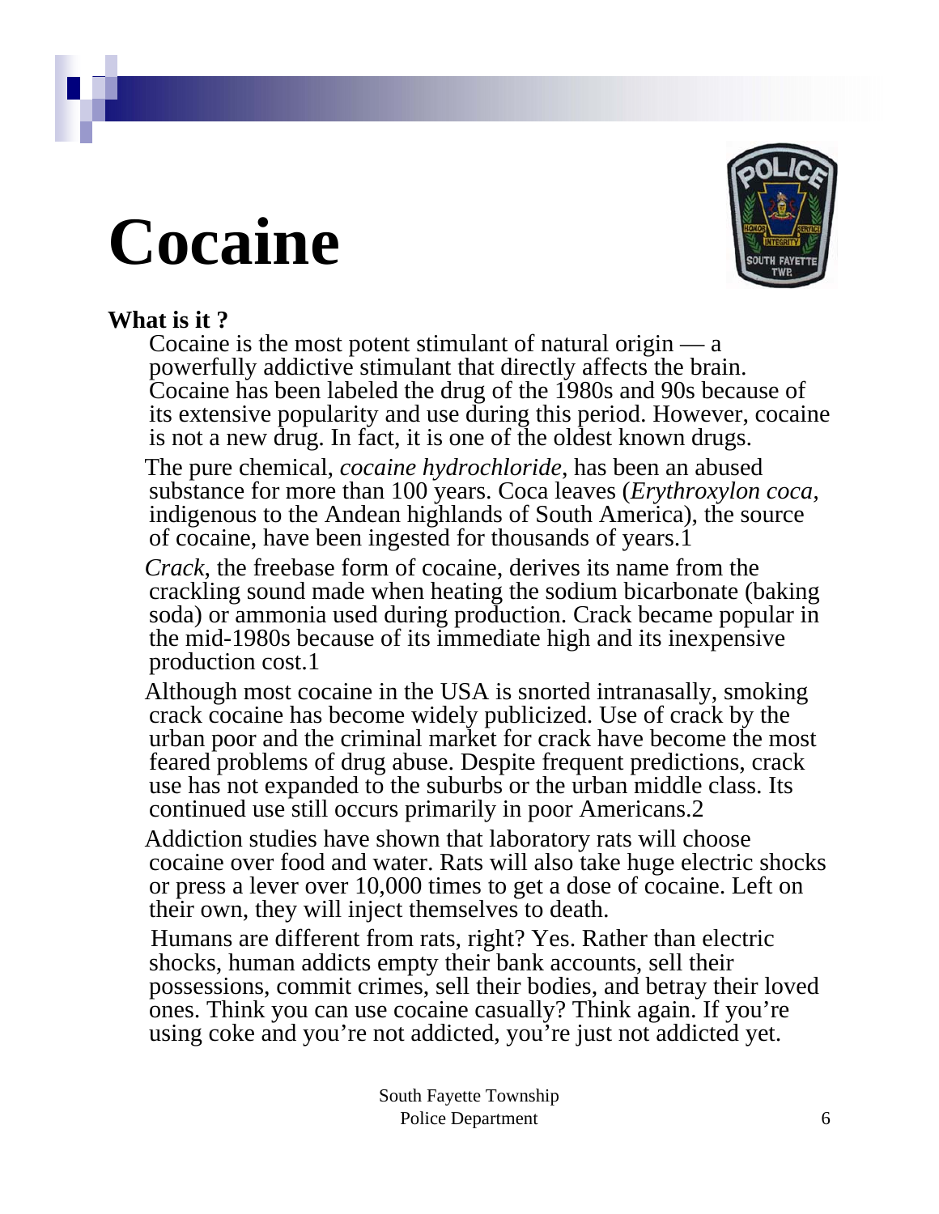# Cocaine

**What is it ?**

Cocaine is the most potent stimulant of natural origin — a powerfully addictive stimulant that directly affects the brain. Cocaine has been labeled the drug of the 1980s and 90s because of its extensive popularity and use during this period. However, cocaine is not a new drug. In fact, it is one of the oldest known drugs.

The pure chemical, *cocaine hydrochloride*, has been an abused substance for more than 100 years. Coca leaves (*Erythroxylon coca*, indigenous to the Andean highlands of South America), the source of cocaine, have been ingested for thousands of years.1

*Crack*, the freebase form of cocaine, derives its name from the crackling sound made when heating the sodium bicarbonate (baking soda) or ammonia used during production. Crack became popular in the mid-1980s because of its immediate high and its inexpensive production cost.1

Although most cocaine in the USA is snorted intranasally, smoking crack cocaine has become widely publicized. Use of crack by the urban poor and the criminal market for crack have become the most feared problems of drug abuse. Despite frequent predictions, crack use has not expanded to the suburbs or the urban middle class. Its continued use still occurs primarily in poor Americans.2

Addiction studies have shown that laboratory rats will choose cocaine over food and water. Rats will also take huge electric shocks or press a lever over 10,000 times to get a dose of cocaine. Left on their own, they will inject themselves to death.

Humans are different from rats, right? Yes. Rather than electric shocks, human addicts empty their bank accounts, sell their possessions, commit crimes, sell their bodies, and betray their loved ones. Think you can use cocaine casually? Think again. If you're using coke and you're not addicted, you're just not addicted yet.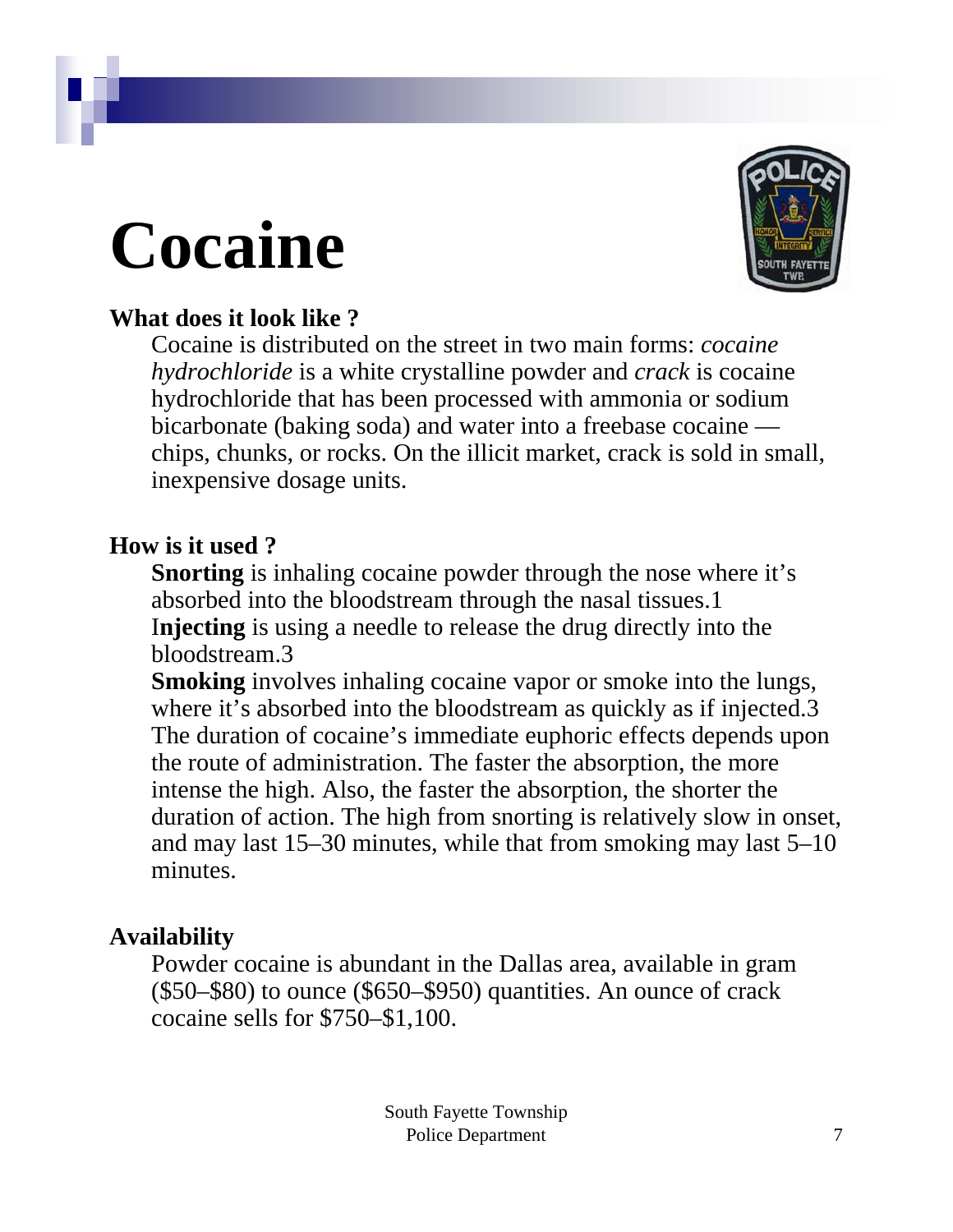# Cocaine

**What does it look like ?**

Cocaine is distributed on the street in two main forms: *cocaine hydrochloride* is a white crystalline powder and *crack* is cocaine hydrochloride that has been processed with ammonia or sodium bicarbonate (baking soda) and water into a freebase cocaine — chips, chunks, or rocks. On the illicit market, crack is sold in small, inexpensive dosage units.

**How is it used ?**

**Snorting** is inhaling cocaine powder through the nose where it's absorbed into the bloodstream through the nasal tissues.1

I**njecting** is using a needle to release the drug directly into the bloodstream.3

**Smoking** involves inhaling cocaine vapor or smoke into the lungs, where it's absorbed into the bloodstream as quickly as if injected.3

The duration of cocaine's immediate euphoric effects depends upon the route of administration. The faster the absorption, the more intense the high. Also, the faster the absorption, the shorter the duration of action. The high from snorting is relatively slow in onset, and may last 15–30 minutes, while that from smoking may last 5–10 minutes.

**Availability**

Powder cocaine is abundant in the Dallas area, available in gram ($50–$80) to ounce ($650–$950) quantities. An ounce of crack cocaine sells for $750–$1,100.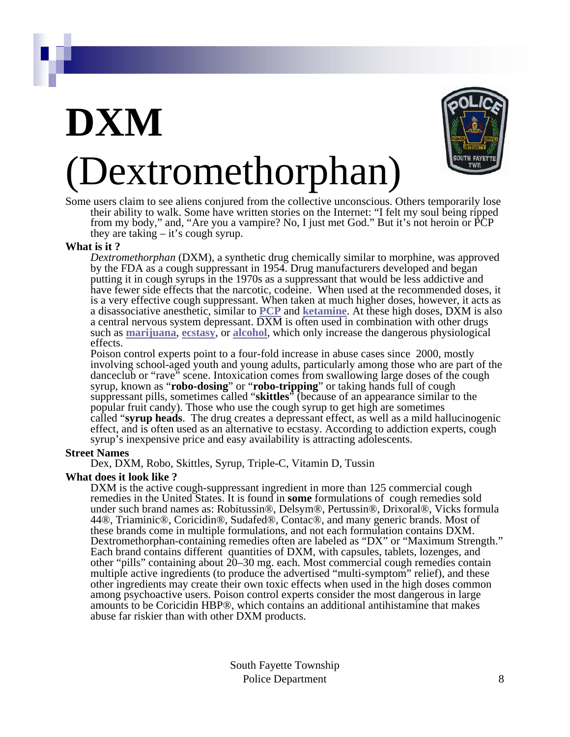# DXM (Dextromethorphan)

Some users claim to see aliens conjured from the collective unconscious. Others temporarily lose their ability to walk. Some have written stories on the Internet: "I felt my soul being ripped from my body," and, "Are you a vampire? No, I just met God." But it's not heroin or PCP they are taking – it's cough syrup.

**What is it ?**

*Dextromethorphan* (DXM), a synthetic drug chemically similar to morphine, was approved by the FDA as a cough suppressant in 1954. Drug manufacturers developed and began putting it in cough syrups in the 1970s as a suppressant that would be less addictive and have fewer side effects that the narcotic, codeine. When used at the recommended doses, it is a very effective cough suppressant. When taken at much higher doses, however, it acts as a disassociative anesthetic, similar to **PCP** and **ketamine**. At these high doses, DXM is also a central nervous system depressant. DXM is often used in combination with other drugs such as **marijuana**, **ecstasy**, or **alcohol**, which only increase the dangerous physiological effects.

Poison control experts point to a four-fold increase in abuse cases since 2000, mostly involving school-aged youth and young adults, particularly among those who are part of the danceclub or "rave" scene. Intoxication comes from swallowing large doses of the cough syrup, known as "**robo-dosing**" or "**robo-tripping**" or taking hands full of cough suppressant pills, sometimes called "**skittles**" (because of an appearance similar to the popular fruit candy). Those who use the cough syrup to get high are sometimes called "**syrup heads**. The drug creates a depressant effect, as well as a mild hallucinogenic effect, and is often used as an alternative to ecstasy. According to addiction experts, cough syrup's inexpensive price and easy availability is attracting adolescents.

**Street Names**

Dex, DXM, Robo, Skittles, Syrup, Triple-C, Vitamin D, Tussin

**What does it look like ?**

DXM is the active cough-suppressant ingredient in more than 125 commercial cough remedies in the United States. It is found in **some** formulations of cough remedies sold under such brand names as: Robitussin®, Delsym®, Pertussin®, Drixoral®, Vicks formula 44®, Triaminic®, Coricidin®, Sudafed®, Contac®, and many generic brands. Most of these brands come in multiple formulations, and not each formulation contains DXM. Dextromethorphan-containing remedies often are labeled as "DX" or "Maximum Strength." Each brand contains different quantities of DXM, with capsules, tablets, lozenges, and other "pills" containing about 20–30 mg. each. Most commercial cough remedies contain multiple active ingredients (to produce the advertised "multi-symptom" relief), and these other ingredients may create their own toxic effects when used in the high doses common among psychoactive users. Poison control experts consider the most dangerous in large amounts to be Coricidin HBP®, which contains an additional antihistamine that makes abuse far riskier than with other DXM products.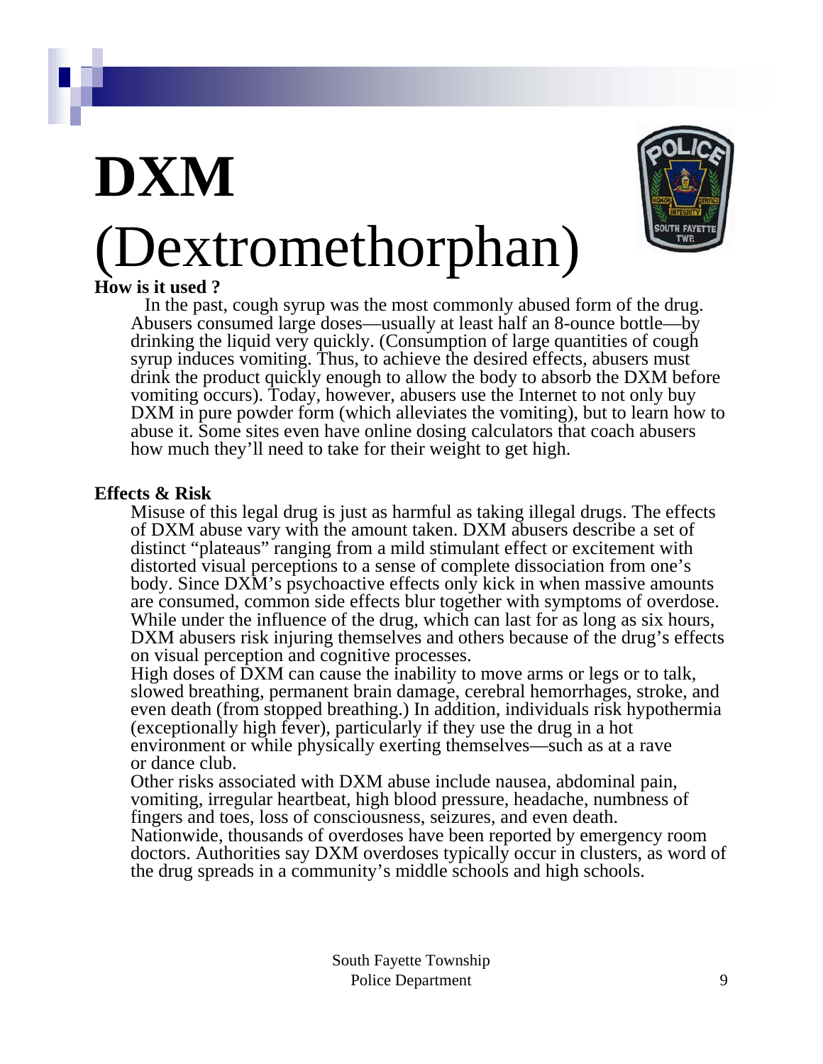# DXM (Dextromethorphan)

**How is it used ?**

In the past, cough syrup was the most commonly abused form of the drug. Abusers consumed large doses—usually at least half an 8-ounce bottle—by drinking the liquid very quickly. (Consumption of large quantities of cough syrup induces vomiting. Thus, to achieve the desired effects, abusers must drink the product quickly enough to allow the body to absorb the DXM before vomiting occurs). Today, however, abusers use the Internet to not only buy DXM in pure powder form (which alleviates the vomiting), but to learn how to abuse it. Some sites even have online dosing calculators that coach abusers how much they'll need to take for their weight to get high.

**Effects & Risk**

Misuse of this legal drug is just as harmful as taking illegal drugs. The effects of DXM abuse vary with the amount taken. DXM abusers describe a set of distinct "plateaus" ranging from a mild stimulant effect or excitement with distorted visual perceptions to a sense of complete dissociation from one's body. Since DXM's psychoactive effects only kick in when massive amounts are consumed, common side effects blur together with symptoms of overdose. While under the influence of the drug, which can last for as long as six hours, DXM abusers risk injuring themselves and others because of the drug's effects on visual perception and cognitive processes.

High doses of DXM can cause the inability to move arms or legs or to talk, slowed breathing, permanent brain damage, cerebral hemorrhages, stroke, and even death (from stopped breathing.) In addition, individuals risk hypothermia (exceptionally high fever), particularly if they use the drug in a hot environment or while physically exerting themselves—such as at a rave or dance club.

Other risks associated with DXM abuse include nausea, abdominal pain, vomiting, irregular heartbeat, high blood pressure, headache, numbness of fingers and toes, loss of consciousness, seizures, and even death.

Nationwide, thousands of overdoses have been reported by emergency room doctors. Authorities say DXM overdoses typically occur in clusters, as word of the drug spreads in a community's middle schools and high schools.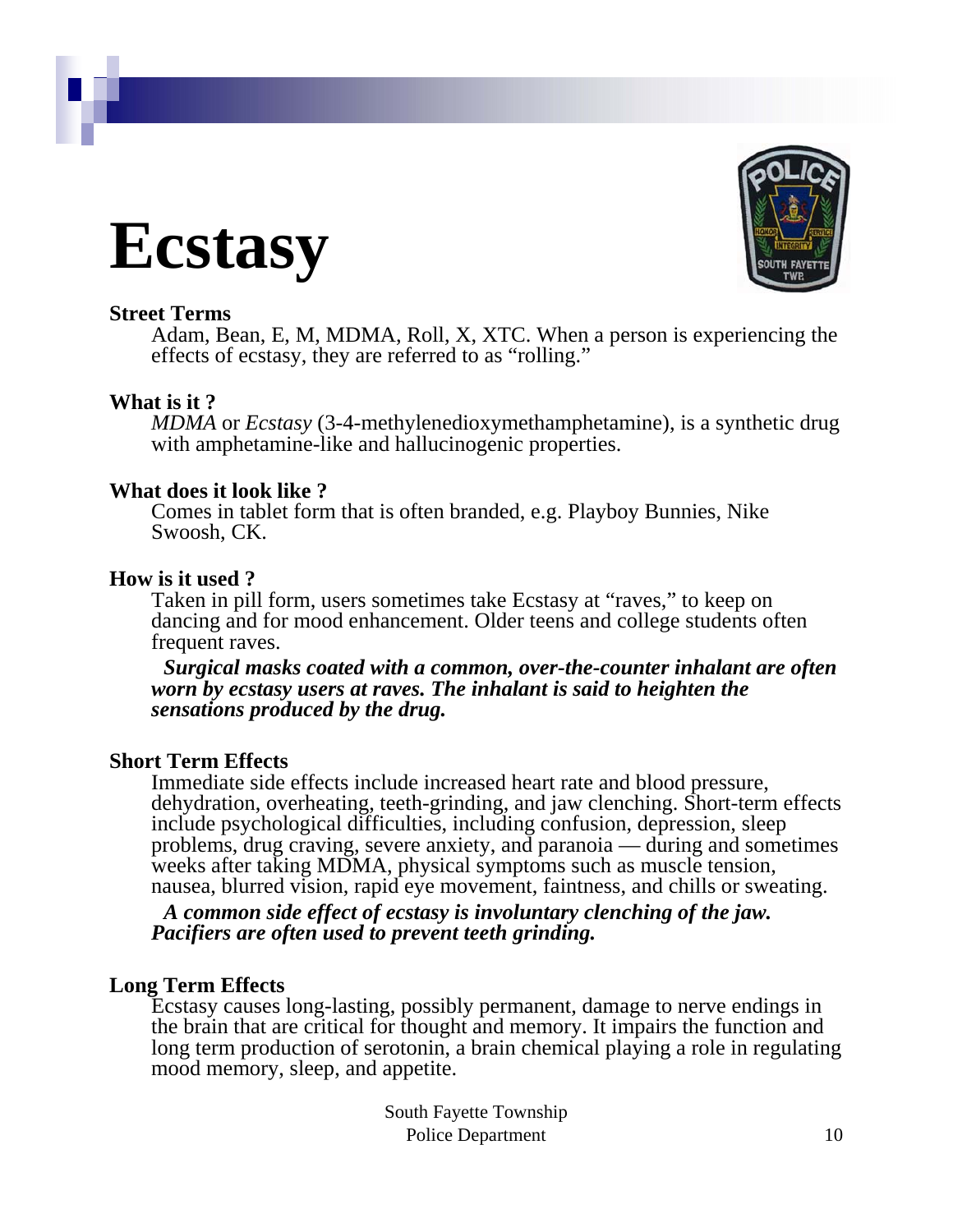# Ecstasy

**Street Terms**

Adam, Bean, E, M, MDMA, Roll, X, XTC. When a person is experiencing the effects of ecstasy, they are referred to as "rolling."

**What is it ?**

*MDMA* or *Ecstasy* (3-4-methylenedioxymethamphetamine), is a synthetic drug with amphetamine-like and hallucinogenic properties.

**What does it look like ?**

Comes in tablet form that is often branded, e.g. Playboy Bunnies, Nike Swoosh, CK.

**How is it used ?**

Taken in pill form, users sometimes take Ecstasy at "raves," to keep on dancing and for mood enhancement. Older teens and college students often frequent raves.

***Surgical masks coated with a common, over-the-counter inhalant are often worn by ecstasy users at raves. The inhalant is said to heighten the sensations produced by the drug.***

**Short Term Effects**

Immediate side effects include increased heart rate and blood pressure, dehydration, overheating, teeth-grinding, and jaw clenching. Short-term effects include psychological difficulties, including confusion, depression, sleep problems, drug craving, severe anxiety, and paranoia — during and sometimes weeks after taking MDMA, physical symptoms such as muscle tension, nausea, blurred vision, rapid eye movement, faintness, and chills or sweating.

***A common side effect of ecstasy is involuntary clenching of the jaw. Pacifiers are often used to prevent teeth grinding.***

**Long Term Effects**

Ecstasy causes long-lasting, possibly permanent, damage to nerve endings in the brain that are critical for thought and memory. It impairs the function and long term production of serotonin, a brain chemical playing a role in regulating mood memory, sleep, and appetite.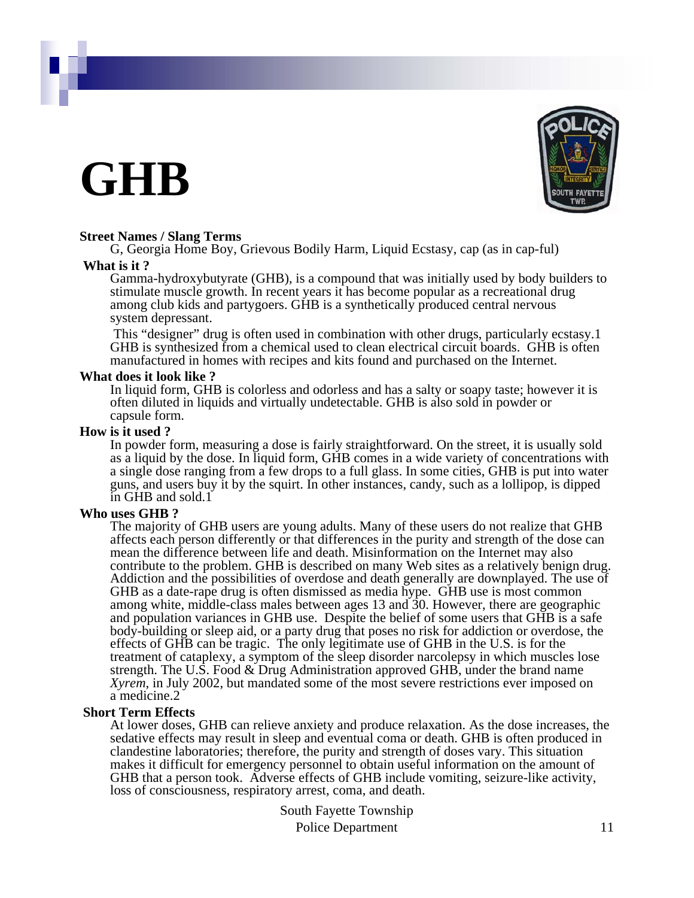# GHB

**Street Names / Slang Terms**

G, Georgia Home Boy, Grievous Bodily Harm, Liquid Ecstasy, cap (as in cap-ful)

**What is it ?**

Gamma-hydroxybutyrate (GHB), is a compound that was initially used by body builders to stimulate muscle growth. In recent years it has become popular as a recreational drug among club kids and partygoers. GHB is a synthetically produced central nervous system depressant.

This "designer" drug is often used in combination with other drugs, particularly ecstasy.1 GHB is synthesized from a chemical used to clean electrical circuit boards. GHB is often manufactured in homes with recipes and kits found and purchased on the Internet.

**What does it look like ?**

In liquid form, GHB is colorless and odorless and has a salty or soapy taste; however it is often diluted in liquids and virtually undetectable. GHB is also sold in powder or capsule form.

**How is it used ?**

In powder form, measuring a dose is fairly straightforward. On the street, it is usually sold as a liquid by the dose. In liquid form, GHB comes in a wide variety of concentrations with a single dose ranging from a few drops to a full glass. In some cities, GHB is put into water guns, and users buy it by the squirt. In other instances, candy, such as a lollipop, is dipped in GHB and sold.1

**Who uses GHB ?**

The majority of GHB users are young adults. Many of these users do not realize that GHB affects each person differently or that differences in the purity and strength of the dose can mean the difference between life and death. Misinformation on the Internet may also contribute to the problem. GHB is described on many Web sites as a relatively benign drug. Addiction and the possibilities of overdose and death generally are downplayed. The use of GHB as a date-rape drug is often dismissed as media hype. GHB use is most common among white, middle-class males between ages 13 and 30. However, there are geographic and population variances in GHB use. Despite the belief of some users that GHB is a safe body-building or sleep aid, or a party drug that poses no risk for addiction or overdose, the effects of GHB can be tragic. The only legitimate use of GHB in the U.S. is for the treatment of cataplexy, a symptom of the sleep disorder narcolepsy in which muscles lose strength. The U.S. Food & Drug Administration approved GHB, under the brand name *Xyrem*, in July 2002, but mandated some of the most severe restrictions ever imposed on a medicine.2

**Short Term Effects**

At lower doses, GHB can relieve anxiety and produce relaxation. As the dose increases, the sedative effects may result in sleep and eventual coma or death. GHB is often produced in clandestine laboratories; therefore, the purity and strength of doses vary. This situation makes it difficult for emergency personnel to obtain useful information on the amount of GHB that a person took. Adverse effects of GHB include vomiting, seizure-like activity, loss of consciousness, respiratory arrest, coma, and death.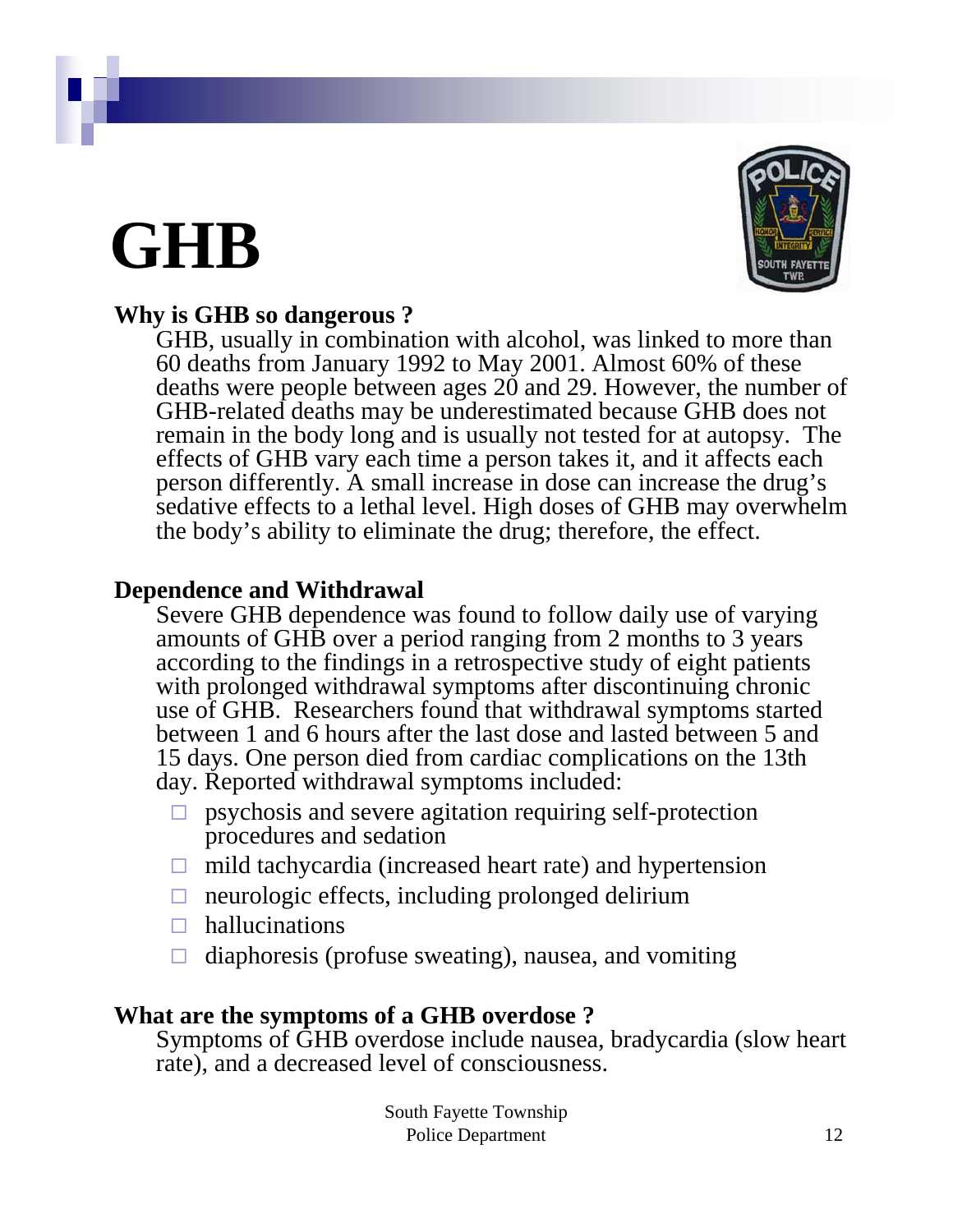# GHB

**Why is GHB so dangerous ?**

GHB, usually in combination with alcohol, was linked to more than 60 deaths from January 1992 to May 2001. Almost 60% of these deaths were people between ages 20 and 29. However, the number of GHB-related deaths may be underestimated because GHB does not remain in the body long and is usually not tested for at autopsy. The effects of GHB vary each time a person takes it, and it affects each person differently. A small increase in dose can increase the drug's sedative effects to a lethal level. High doses of GHB may overwhelm the body's ability to eliminate the drug; therefore, the effect.

**Dependence and Withdrawal**

Severe GHB dependence was found to follow daily use of varying amounts of GHB over a period ranging from 2 months to 3 years according to the findings in a retrospective study of eight patients with prolonged withdrawal symptoms after discontinuing chronic use of GHB. Researchers found that withdrawal symptoms started between 1 and 6 hours after the last dose and lasted between 5 and 15 days. One person died from cardiac complications on the 13th day. Reported withdrawal symptoms included:

- psychosis and severe agitation requiring self-protection procedures and sedation
- mild tachycardia (increased heart rate) and hypertension
- neurologic effects, including prolonged delirium
- hallucinations
- diaphoresis (profuse sweating), nausea, and vomiting

**What are the symptoms of a GHB overdose ?**

Symptoms of GHB overdose include nausea, bradycardia (slow heart rate), and a decreased level of consciousness.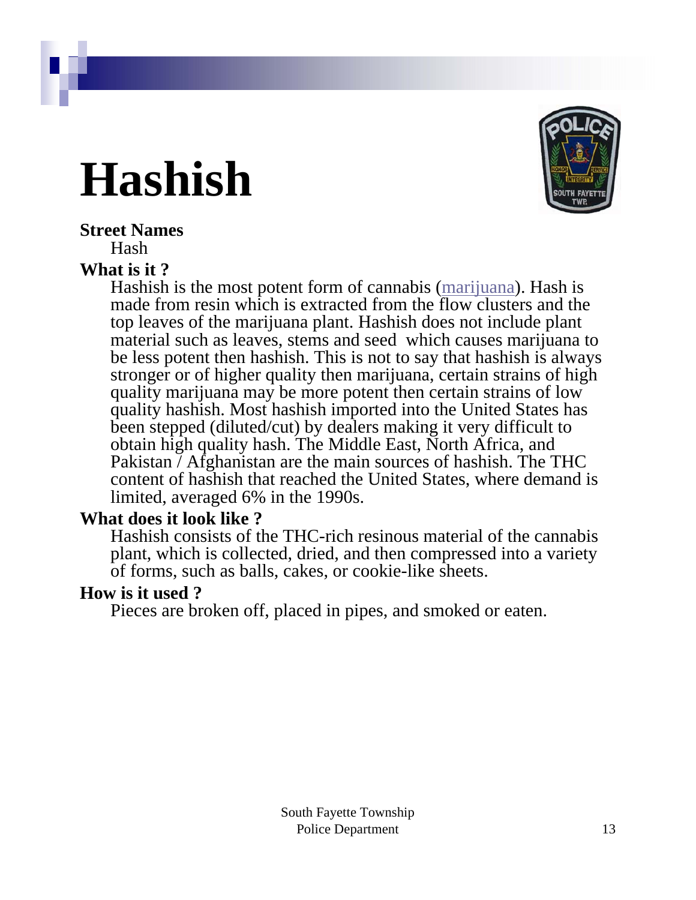# Hashish

**Street Names**

Hash

**What is it ?**

Hashish is the most potent form of cannabis (marijuana). Hash is made from resin which is extracted from the flow clusters and the top leaves of the marijuana plant. Hashish does not include plant material such as leaves, stems and seed which causes marijuana to be less potent then hashish. This is not to say that hashish is always stronger or of higher quality then marijuana, certain strains of high quality marijuana may be more potent then certain strains of low quality hashish. Most hashish imported into the United States has been stepped (diluted/cut) by dealers making it very difficult to obtain high quality hash. The Middle East, North Africa, and Pakistan / Afghanistan are the main sources of hashish. The THC content of hashish that reached the United States, where demand is limited, averaged 6% in the 1990s.

**What does it look like ?**

Hashish consists of the THC-rich resinous material of the cannabis plant, which is collected, dried, and then compressed into a variety of forms, such as balls, cakes, or cookie-like sheets.

**How is it used ?**

Pieces are broken off, placed in pipes, and smoked or eaten.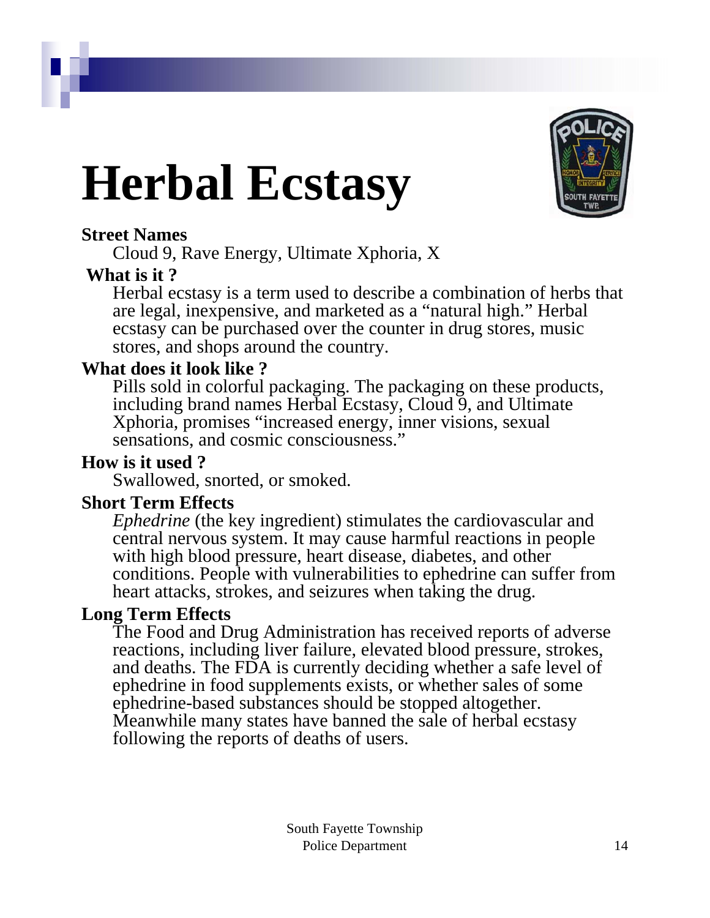# Herbal Ecstasy

**Street Names**

Cloud 9, Rave Energy, Ultimate Xphoria, X

**What is it ?**

Herbal ecstasy is a term used to describe a combination of herbs that are legal, inexpensive, and marketed as a "natural high." Herbal ecstasy can be purchased over the counter in drug stores, music stores, and shops around the country.

**What does it look like ?**

Pills sold in colorful packaging. The packaging on these products, including brand names Herbal Ecstasy, Cloud 9, and Ultimate Xphoria, promises "increased energy, inner visions, sexual sensations, and cosmic consciousness."

**How is it used ?**

Swallowed, snorted, or smoked.

**Short Term Effects**

*Ephedrine* (the key ingredient) stimulates the cardiovascular and central nervous system. It may cause harmful reactions in people with high blood pressure, heart disease, diabetes, and other conditions. People with vulnerabilities to ephedrine can suffer from heart attacks, strokes, and seizures when taking the drug.

**Long Term Effects**

The Food and Drug Administration has received reports of adverse reactions, including liver failure, elevated blood pressure, strokes, and deaths. The FDA is currently deciding whether a safe level of ephedrine in food supplements exists, or whether sales of some ephedrine-based substances should be stopped altogether. Meanwhile many states have banned the sale of herbal ecstasy following the reports of deaths of users.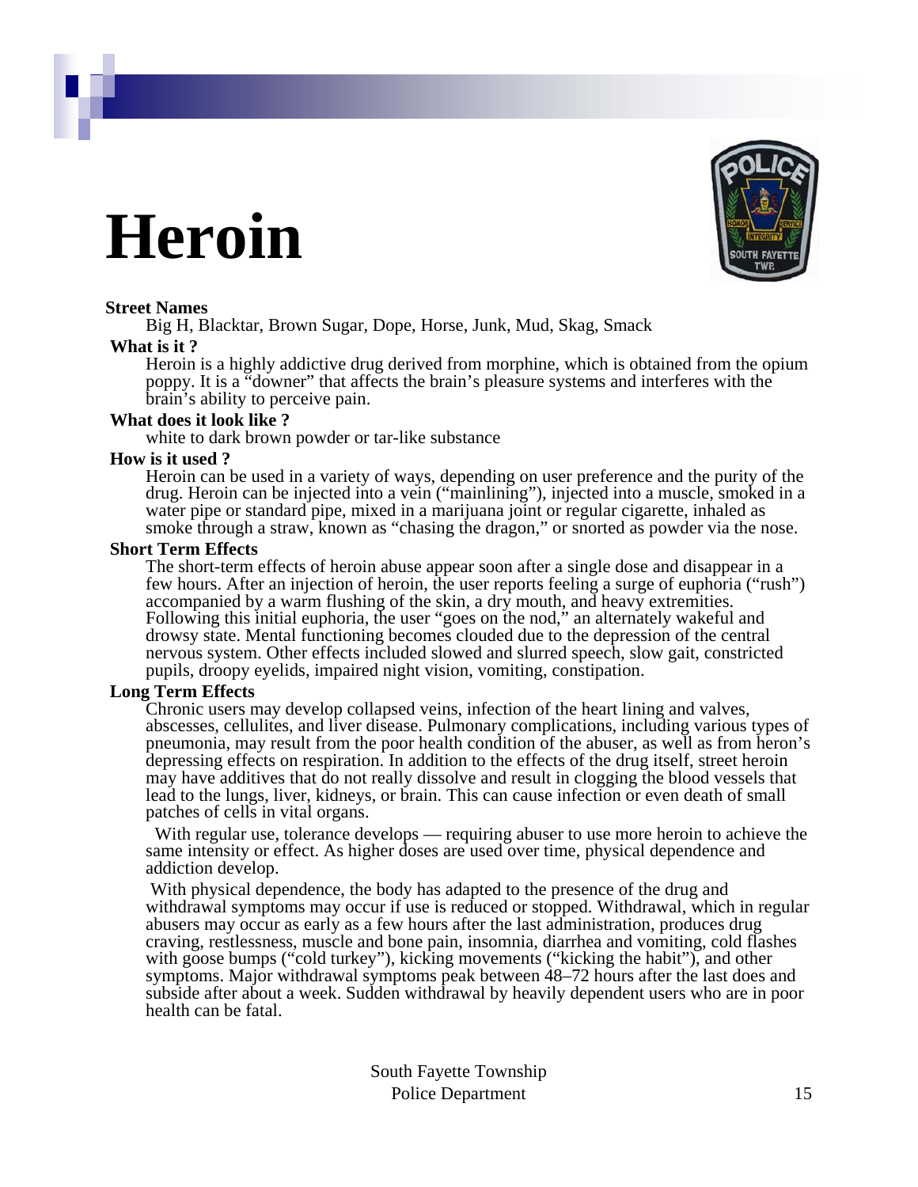# Heroin

**Street Names**

Big H, Blacktar, Brown Sugar, Dope, Horse, Junk, Mud, Skag, Smack

**What is it ?**

Heroin is a highly addictive drug derived from morphine, which is obtained from the opium poppy. It is a "downer" that affects the brain's pleasure systems and interferes with the brain's ability to perceive pain.

**What does it look like ?**

white to dark brown powder or tar-like substance

**How is it used ?**

Heroin can be used in a variety of ways, depending on user preference and the purity of the drug. Heroin can be injected into a vein ("mainlining"), injected into a muscle, smoked in a water pipe or standard pipe, mixed in a marijuana joint or regular cigarette, inhaled as smoke through a straw, known as "chasing the dragon," or snorted as powder via the nose.

**Short Term Effects**

The short-term effects of heroin abuse appear soon after a single dose and disappear in a few hours. After an injection of heroin, the user reports feeling a surge of euphoria ("rush") accompanied by a warm flushing of the skin, a dry mouth, and heavy extremities. Following this initial euphoria, the user "goes on the nod," an alternately wakeful and drowsy state. Mental functioning becomes clouded due to the depression of the central nervous system. Other effects included slowed and slurred speech, slow gait, constricted pupils, droopy eyelids, impaired night vision, vomiting, constipation.

**Long Term Effects**

Chronic users may develop collapsed veins, infection of the heart lining and valves, abscesses, cellulites, and liver disease. Pulmonary complications, including various types of pneumonia, may result from the poor health condition of the abuser, as well as from heron's depressing effects on respiration. In addition to the effects of the drug itself, street heroin may have additives that do not really dissolve and result in clogging the blood vessels that lead to the lungs, liver, kidneys, or brain. This can cause infection or even death of small patches of cells in vital organs.

With regular use, tolerance develops — requiring abuser to use more heroin to achieve the same intensity or effect. As higher doses are used over time, physical dependence and addiction develop.

With physical dependence, the body has adapted to the presence of the drug and withdrawal symptoms may occur if use is reduced or stopped. Withdrawal, which in regular abusers may occur as early as a few hours after the last administration, produces drug craving, restlessness, muscle and bone pain, insomnia, diarrhea and vomiting, cold flashes with goose bumps ("cold turkey"), kicking movements ("kicking the habit"), and other symptoms. Major withdrawal symptoms peak between 48–72 hours after the last does and subside after about a week. Sudden withdrawal by heavily dependent users who are in poor health can be fatal.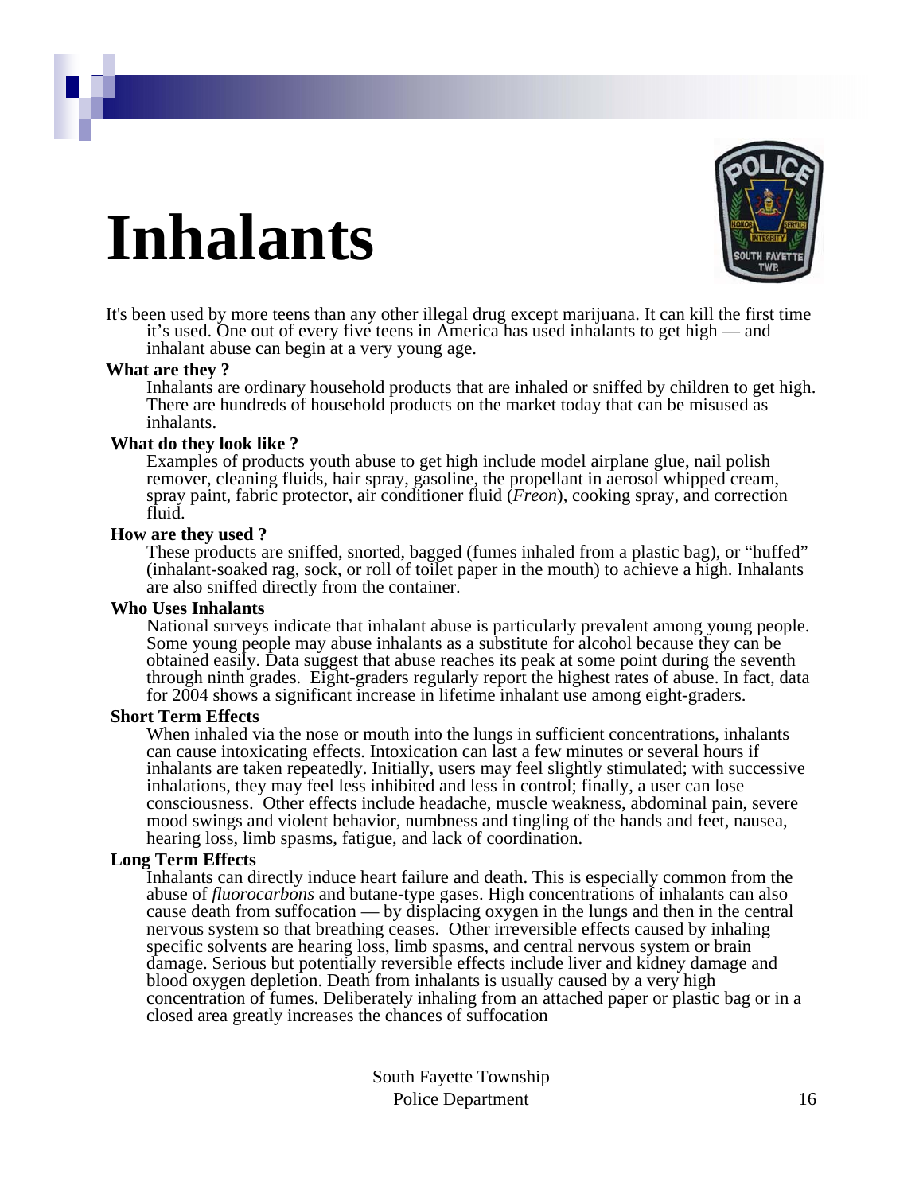# Inhalants

It's been used by more teens than any other illegal drug except marijuana. It can kill the first time it's used. One out of every five teens in America has used inhalants to get high — and inhalant abuse can begin at a very young age.

**What are they ?**

Inhalants are ordinary household products that are inhaled or sniffed by children to get high. There are hundreds of household products on the market today that can be misused as inhalants.

**What do they look like ?**

Examples of products youth abuse to get high include model airplane glue, nail polish remover, cleaning fluids, hair spray, gasoline, the propellant in aerosol whipped cream, spray paint, fabric protector, air conditioner fluid (*Freon*), cooking spray, and correction fluid.

**How are they used ?**

These products are sniffed, snorted, bagged (fumes inhaled from a plastic bag), or "huffed" (inhalant-soaked rag, sock, or roll of toilet paper in the mouth) to achieve a high. Inhalants are also sniffed directly from the container.

**Who Uses Inhalants**

National surveys indicate that inhalant abuse is particularly prevalent among young people. Some young people may abuse inhalants as a substitute for alcohol because they can be obtained easily. Data suggest that abuse reaches its peak at some point during the seventh through ninth grades. Eight-graders regularly report the highest rates of abuse. In fact, data for 2004 shows a significant increase in lifetime inhalant use among eight-graders.

**Short Term Effects**

When inhaled via the nose or mouth into the lungs in sufficient concentrations, inhalants can cause intoxicating effects. Intoxication can last a few minutes or several hours if inhalants are taken repeatedly. Initially, users may feel slightly stimulated; with successive inhalations, they may feel less inhibited and less in control; finally, a user can lose consciousness. Other effects include headache, muscle weakness, abdominal pain, severe mood swings and violent behavior, numbness and tingling of the hands and feet, nausea, hearing loss, limb spasms, fatigue, and lack of coordination.

**Long Term Effects**

Inhalants can directly induce heart failure and death. This is especially common from the abuse of *fluorocarbons* and butane-type gases. High concentrations of inhalants can also cause death from suffocation — by displacing oxygen in the lungs and then in the central nervous system so that breathing ceases. Other irreversible effects caused by inhaling specific solvents are hearing loss, limb spasms, and central nervous system or brain damage. Serious but potentially reversible effects include liver and kidney damage and blood oxygen depletion. Death from inhalants is usually caused by a very high concentration of fumes. Deliberately inhaling from an attached paper or plastic bag or in a closed area greatly increases the chances of suffocation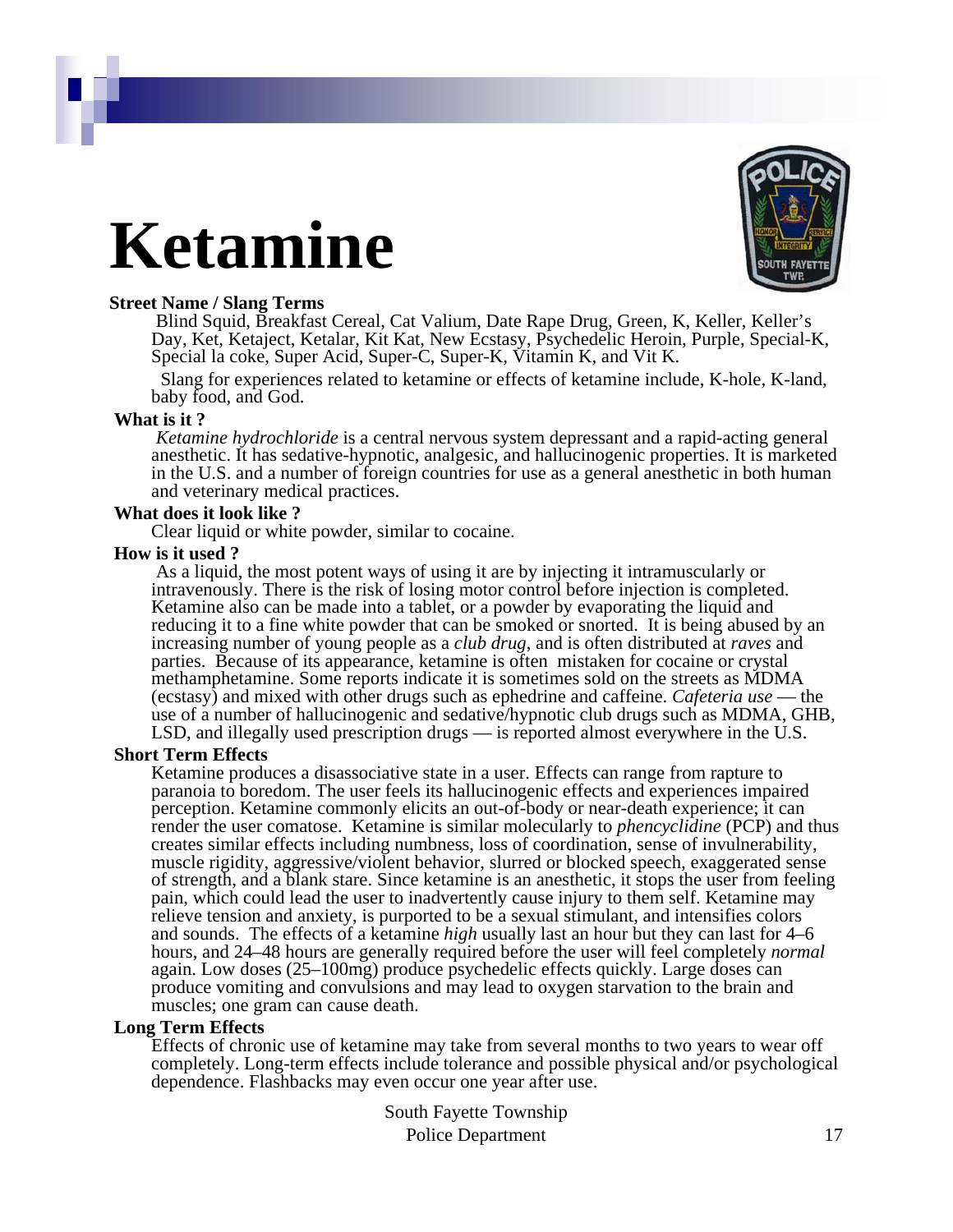# Ketamine

**Street Name / Slang Terms**

Blind Squid, Breakfast Cereal, Cat Valium, Date Rape Drug, Green, K, Keller, Keller's Day, Ket, Ketaject, Ketalar, Kit Kat, New Ecstasy, Psychedelic Heroin, Purple, Special-K, Special la coke, Super Acid, Super-C, Super-K, Vitamin K, and Vit K.

Slang for experiences related to ketamine or effects of ketamine include, K-hole, K-land, baby food, and God.

**What is it ?**

*Ketamine hydrochloride* is a central nervous system depressant and a rapid-acting general anesthetic. It has sedative-hypnotic, analgesic, and hallucinogenic properties. It is marketed in the U.S. and a number of foreign countries for use as a general anesthetic in both human and veterinary medical practices.

**What does it look like ?**

Clear liquid or white powder, similar to cocaine.

**How is it used ?**

As a liquid, the most potent ways of using it are by injecting it intramuscularly or intravenously. There is the risk of losing motor control before injection is completed. Ketamine also can be made into a tablet, or a powder by evaporating the liquid and reducing it to a fine white powder that can be smoked or snorted. It is being abused by an increasing number of young people as a *club drug,* and is often distributed at *raves* and parties. Because of its appearance, ketamine is often mistaken for cocaine or crystal methamphetamine. Some reports indicate it is sometimes sold on the streets as MDMA (ecstasy) and mixed with other drugs such as ephedrine and caffeine. *Cafeteria use* — the use of a number of hallucinogenic and sedative/hypnotic club drugs such as MDMA, GHB, LSD, and illegally used prescription drugs — is reported almost everywhere in the U.S.

**Short Term Effects**

Ketamine produces a disassociative state in a user. Effects can range from rapture to paranoia to boredom. The user feels its hallucinogenic effects and experiences impaired perception. Ketamine commonly elicits an out-of-body or near-death experience; it can render the user comatose. Ketamine is similar molecularly to *phencyclidine* (PCP) and thus creates similar effects including numbness, loss of coordination, sense of invulnerability, muscle rigidity, aggressive/violent behavior, slurred or blocked speech, exaggerated sense of strength, and a blank stare. Since ketamine is an anesthetic, it stops the user from feeling pain, which could lead the user to inadvertently cause injury to them self. Ketamine may relieve tension and anxiety, is purported to be a sexual stimulant, and intensifies colors and sounds. The effects of a ketamine *high* usually last an hour but they can last for 4–6 hours, and 24–48 hours are generally required before the user will feel completely *normal* again. Low doses (25–100mg) produce psychedelic effects quickly. Large doses can produce vomiting and convulsions and may lead to oxygen starvation to the brain and muscles; one gram can cause death.

**Long Term Effects**

Effects of chronic use of ketamine may take from several months to two years to wear off completely. Long-term effects include tolerance and possible physical and/or psychological dependence. Flashbacks may even occur one year after use.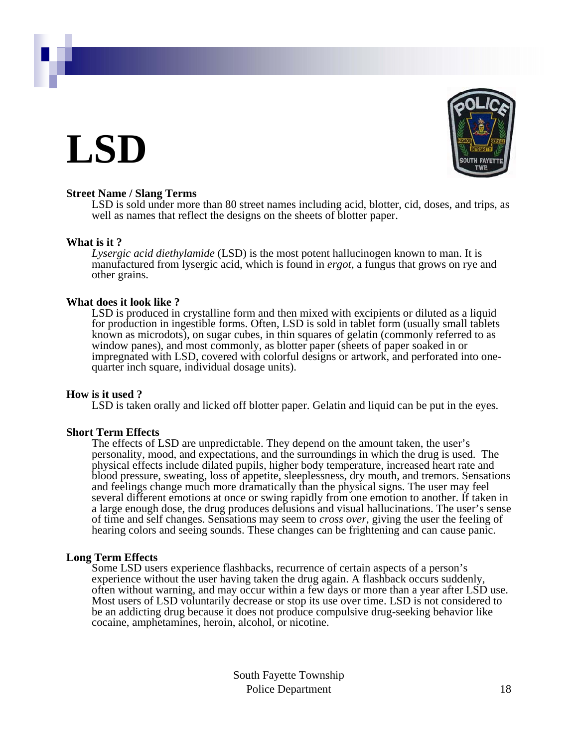# LSD

**Street Name / Slang Terms**

LSD is sold under more than 80 street names including acid, blotter, cid, doses, and trips, as well as names that reflect the designs on the sheets of blotter paper.

**What is it ?**

*Lysergic acid diethylamide* (LSD) is the most potent hallucinogen known to man. It is manufactured from lysergic acid, which is found in *ergot*, a fungus that grows on rye and other grains.

**What does it look like ?**

LSD is produced in crystalline form and then mixed with excipients or diluted as a liquid for production in ingestible forms. Often, LSD is sold in tablet form (usually small tablets known as microdots), on sugar cubes, in thin squares of gelatin (commonly referred to as window panes), and most commonly, as blotter paper (sheets of paper soaked in or impregnated with LSD, covered with colorful designs or artwork, and perforated into one-quarter inch square, individual dosage units).

**How is it used ?**

LSD is taken orally and licked off blotter paper. Gelatin and liquid can be put in the eyes.

**Short Term Effects**

The effects of LSD are unpredictable. They depend on the amount taken, the user's personality, mood, and expectations, and the surroundings in which the drug is used. The physical effects include dilated pupils, higher body temperature, increased heart rate and blood pressure, sweating, loss of appetite, sleeplessness, dry mouth, and tremors. Sensations and feelings change much more dramatically than the physical signs. The user may feel several different emotions at once or swing rapidly from one emotion to another. If taken in a large enough dose, the drug produces delusions and visual hallucinations. The user's sense of time and self changes. Sensations may seem to *cross over*, giving the user the feeling of hearing colors and seeing sounds. These changes can be frightening and can cause panic.

**Long Term Effects**

Some LSD users experience flashbacks, recurrence of certain aspects of a person's experience without the user having taken the drug again. A flashback occurs suddenly, often without warning, and may occur within a few days or more than a year after LSD use. Most users of LSD voluntarily decrease or stop its use over time. LSD is not considered to be an addicting drug because it does not produce compulsive drug-seeking behavior like cocaine, amphetamines, heroin, alcohol, or nicotine.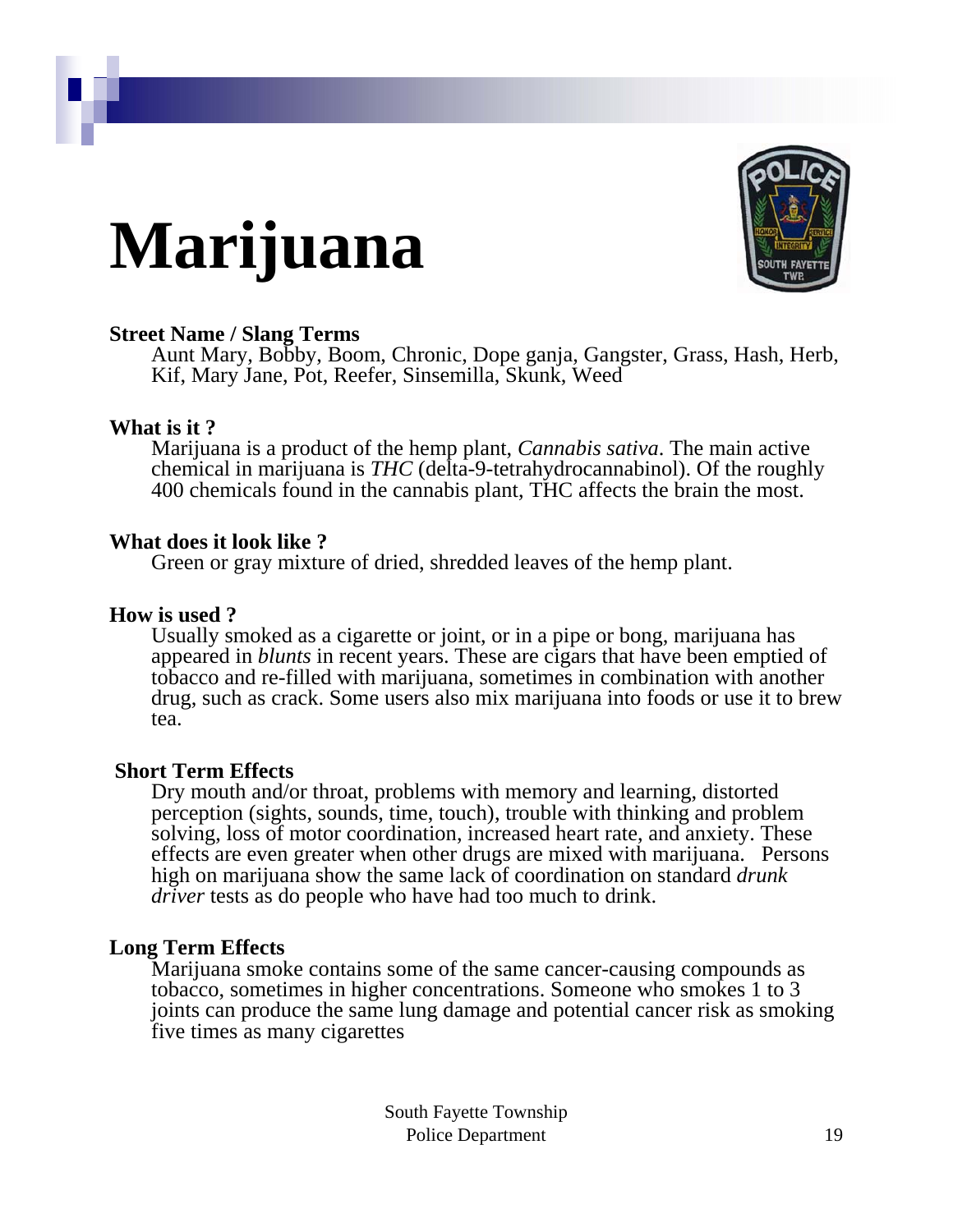# Marijuana

**Street Name / Slang Terms**

Aunt Mary, Bobby, Boom, Chronic, Dope ganja, Gangster, Grass, Hash, Herb, Kif, Mary Jane, Pot, Reefer, Sinsemilla, Skunk, Weed

**What is it ?**

Marijuana is a product of the hemp plant, *Cannabis sativa*. The main active chemical in marijuana is *THC* (delta-9-tetrahydrocannabinol). Of the roughly 400 chemicals found in the cannabis plant, THC affects the brain the most.

**What does it look like ?**

Green or gray mixture of dried, shredded leaves of the hemp plant.

**How is used ?**

Usually smoked as a cigarette or joint, or in a pipe or bong, marijuana has appeared in *blunts* in recent years. These are cigars that have been emptied of tobacco and re-filled with marijuana, sometimes in combination with another drug, such as crack. Some users also mix marijuana into foods or use it to brew tea.

**Short Term Effects**

Dry mouth and/or throat, problems with memory and learning, distorted perception (sights, sounds, time, touch), trouble with thinking and problem solving, loss of motor coordination, increased heart rate, and anxiety. These effects are even greater when other drugs are mixed with marijuana. Persons high on marijuana show the same lack of coordination on standard *drunk driver* tests as do people who have had too much to drink.

**Long Term Effects**

Marijuana smoke contains some of the same cancer-causing compounds as tobacco, sometimes in higher concentrations. Someone who smokes 1 to 3 joints can produce the same lung damage and potential cancer risk as smoking five times as many cigarettes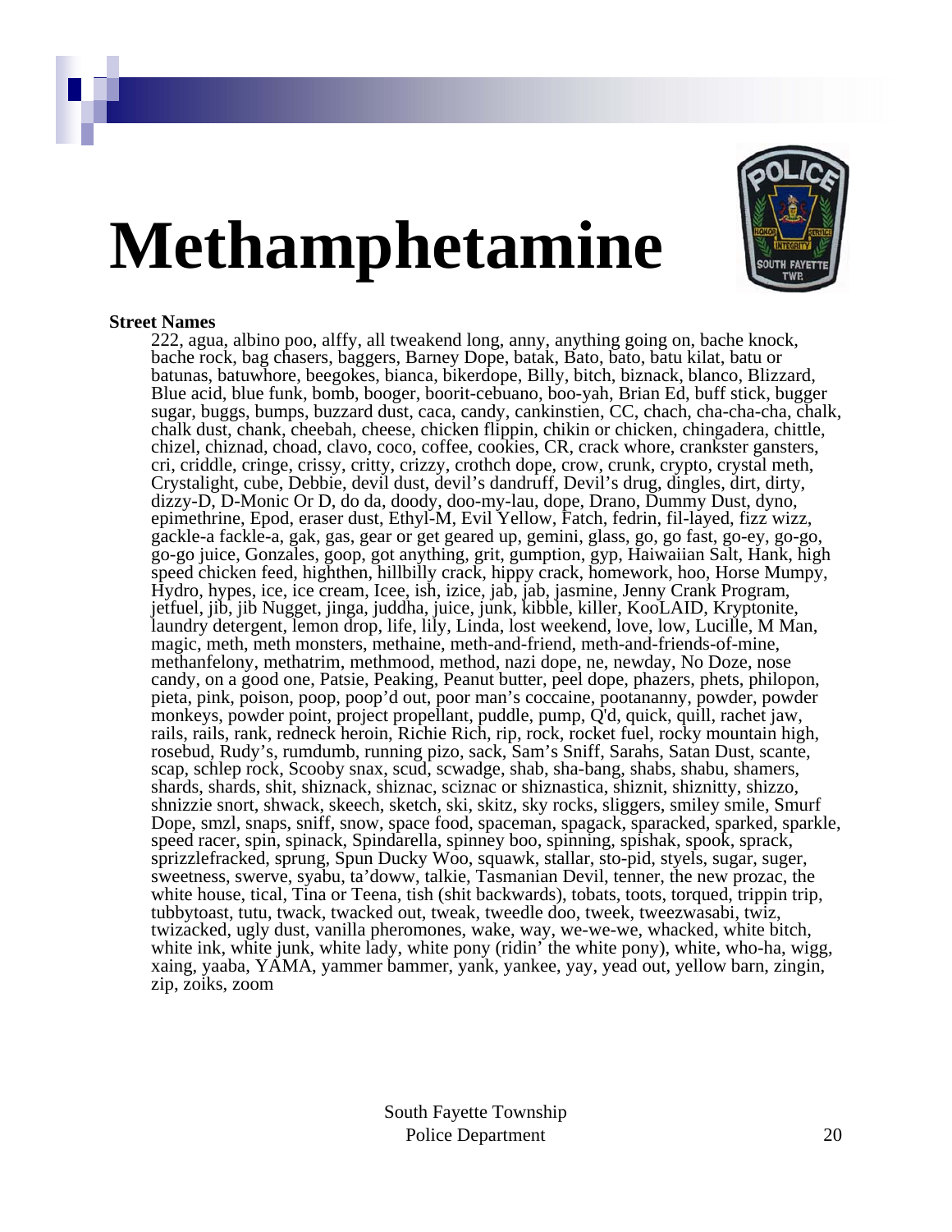# Methamphetamine

**Street Names**

222, agua, albino poo, alffy, all tweakend long, anny, anything going on, bache knock, bache rock, bag chasers, baggers, Barney Dope, batak, Bato, bato, batu kilat, batu or batunas, batuwhore, beegokes, bianca, bikerdope, Billy, bitch, biznack, blanco, Blizzard, Blue acid, blue funk, bomb, booger, boorit-cebuano, boo-yah, Brian Ed, buff stick, bugger sugar, buggs, bumps, buzzard dust, caca, candy, cankinstien, CC, chach, cha-cha-cha, chalk, chalk dust, chank, cheebah, cheese, chicken flippin, chikin or chicken, chingadera, chittle, chizel, chiznad, choad, clavo, coco, coffee, cookies, CR, crack whore, crankster gansters, cri, criddle, cringe, crissy, critty, crizzy, crothch dope, crow, crunk, crypto, crystal meth, Crystalight, cube, Debbie, devil dust, devil's dandruff, Devil's drug, dingles, dirt, dirty, dizzy-D, D-Monic Or D, do da, doody, doo-my-lau, dope, Drano, Dummy Dust, dyno, epimethrine, Epod, eraser dust, Ethyl-M, Evil Yellow, Fatch, fedrin, fil-layed, fizz wizz, gackle-a fackle-a, gak, gas, gear or get geared up, gemini, glass, go, go fast, go-ey, go-go, go-go juice, Gonzales, goop, got anything, grit, gumption, gyp, Haiwaiian Salt, Hank, high speed chicken feed, highthen, hillbilly crack, hippy crack, homework, hoo, Horse Mumpy, Hydro, hypes, ice, ice cream, Icee, ish, izice, jab, jab, jasmine, Jenny Crank Program, jetfuel, jib, jib Nugget, jinga, juddha, juice, junk, kibble, killer, KooLAID, Kryptonite, laundry detergent, lemon drop, life, lily, Linda, lost weekend, love, low, Lucille, M Man, magic, meth, meth monsters, methaine, meth-and-friend, meth-and-friends-of-mine, methanfelony, methatrim, methmood, method, nazi dope, ne, newday, No Doze, nose candy, on a good one, Patsie, Peaking, Peanut butter, peel dope, phazers, phets, philopon, pieta, pink, poison, poop, poop'd out, poor man's coccaine, pootananny, powder, powder monkeys, powder point, project propellant, puddle, pump, Q'd, quick, quill, rachet jaw, rails, rails, rank, redneck heroin, Richie Rich, rip, rock, rocket fuel, rocky mountain high, rosebud, Rudy's, rumdumb, running pizo, sack, Sam's Sniff, Sarahs, Satan Dust, scante, scap, schlep rock, Scooby snax, scud, scwadge, shab, sha-bang, shabs, shabu, shamers, shards, shards, shit, shiznack, shiznac, sciznac or shiznastica, shiznit, shiznitty, shizzo, shnizzie snort, shwack, skeech, sketch, ski, skitz, sky rocks, sliggers, smiley smile, Smurf Dope, smzl, snaps, sniff, snow, space food, spaceman, spagack, sparacked, sparked, sparkle, speed racer, spin, spinack, Spindarella, spinney boo, spinning, spishak, spook, sprack, sprizzlefracked, sprung, Spun Ducky Woo, squawk, stallar, sto-pid, styels, sugar, suger, sweetness, swerve, syabu, ta'doww, talkie, Tasmanian Devil, tenner, the new prozac, the white house, tical, Tina or Teena, tish (shit backwards), tobats, toots, torqued, trippin trip, tubbytoast, tutu, twack, twacked out, tweak, tweedle doo, tweek, tweezwasabi, twiz, twizacked, ugly dust, vanilla pheromones, wake, way, we-we-we, whacked, white bitch, white ink, white junk, white lady, white pony (ridin' the white pony), white, who-ha, wigg, xaing, yaaba, YAMA, yammer bammer, yank, yankee, yay, yead out, yellow barn, zingin, zip, zoiks, zoom

South Fayette Township
Police Department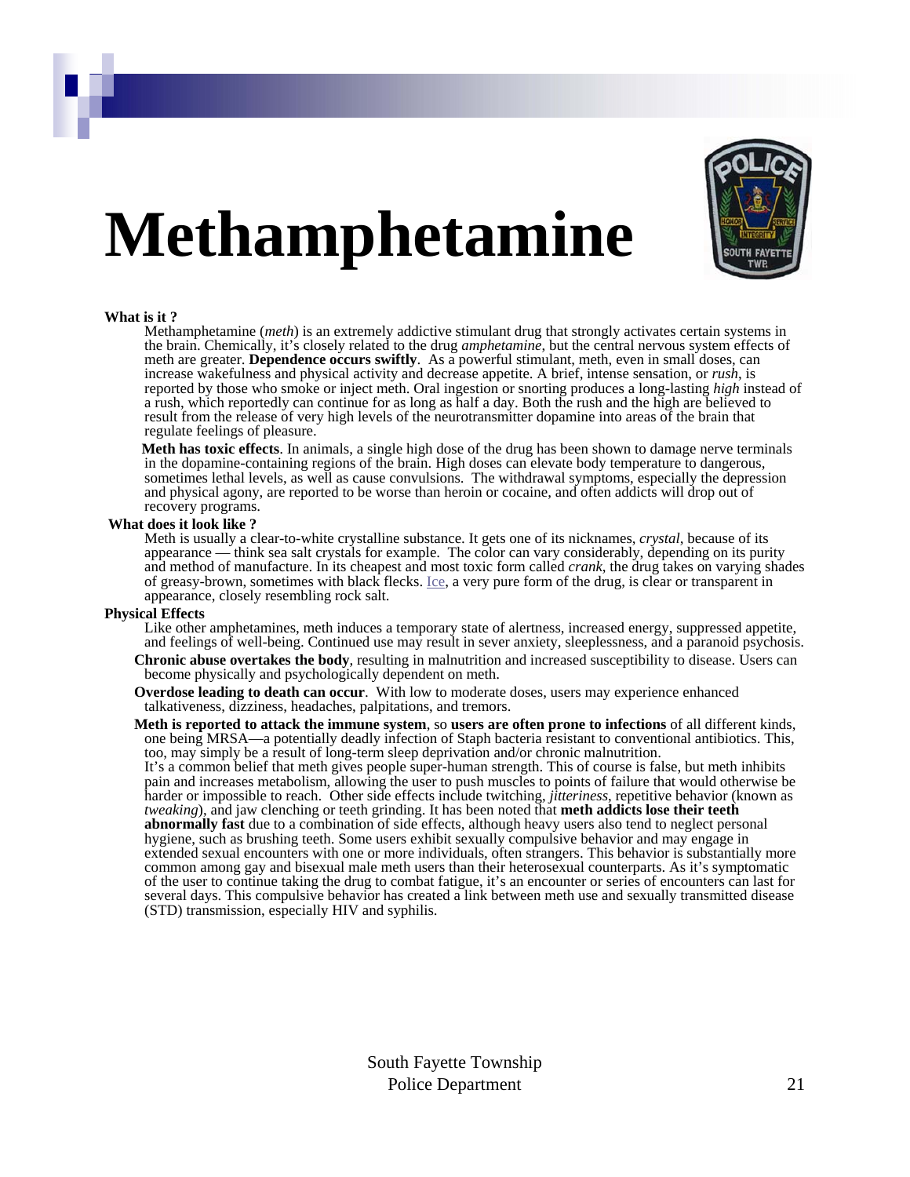# Methamphetamine

**What is it ?**

Methamphetamine (*meth*) is an extremely addictive stimulant drug that strongly activates certain systems in the brain. Chemically, it's closely related to the drug *amphetamine*, but the central nervous system effects of meth are greater. **Dependence occurs swiftly**. As a powerful stimulant, meth, even in small doses, can increase wakefulness and physical activity and decrease appetite. A brief, intense sensation, or *rush*, is reported by those who smoke or inject meth. Oral ingestion or snorting produces a long-lasting *high* instead of a rush, which reportedly can continue for as long as half a day. Both the rush and the high are believed to result from the release of very high levels of the neurotransmitter dopamine into areas of the brain that regulate feelings of pleasure.

**Meth has toxic effects**. In animals, a single high dose of the drug has been shown to damage nerve terminals in the dopamine-containing regions of the brain. High doses can elevate body temperature to dangerous, sometimes lethal levels, as well as cause convulsions. The withdrawal symptoms, especially the depression and physical agony, are reported to be worse than heroin or cocaine, and often addicts will drop out of recovery programs.

**What does it look like ?**

Meth is usually a clear-to-white crystalline substance. It gets one of its nicknames, *crystal*, because of its appearance — think sea salt crystals for example. The color can vary considerably, depending on its purity and method of manufacture. In its cheapest and most toxic form called *crank*, the drug takes on varying shades of greasy-brown, sometimes with black flecks. Ice, a very pure form of the drug, is clear or transparent in appearance, closely resembling rock salt.

**Physical Effects**

Like other amphetamines, meth induces a temporary state of alertness, increased energy, suppressed appetite, and feelings of well-being. Continued use may result in sever anxiety, sleeplessness, and a paranoid psychosis.

**Chronic abuse overtakes the body**, resulting in malnutrition and increased susceptibility to disease. Users can become physically and psychologically dependent on meth.

**Overdose leading to death can occur**. With low to moderate doses, users may experience enhanced talkativeness, dizziness, headaches, palpitations, and tremors.

**Meth is reported to attack the immune system**, so **users are often prone to infections** of all different kinds, one being MRSA—a potentially deadly infection of Staph bacteria resistant to conventional antibiotics. This, too, may simply be a result of long-term sleep deprivation and/or chronic malnutrition.

It's a common belief that meth gives people super-human strength. This of course is false, but meth inhibits pain and increases metabolism, allowing the user to push muscles to points of failure that would otherwise be harder or impossible to reach. Other side effects include twitching, *jitteriness*, repetitive behavior (known as *tweaking*), and jaw clenching or teeth grinding. It has been noted that **meth addicts lose their teeth abnormally fast** due to a combination of side effects, although heavy users also tend to neglect personal hygiene, such as brushing teeth. Some users exhibit sexually compulsive behavior and may engage in extended sexual encounters with one or more individuals, often strangers. This behavior is substantially more common among gay and bisexual male meth users than their heterosexual counterparts. As it's symptomatic of the user to continue taking the drug to combat fatigue, it's an encounter or series of encounters can last for several days. This compulsive behavior has created a link between meth use and sexually transmitted disease (STD) transmission, especially HIV and syphilis.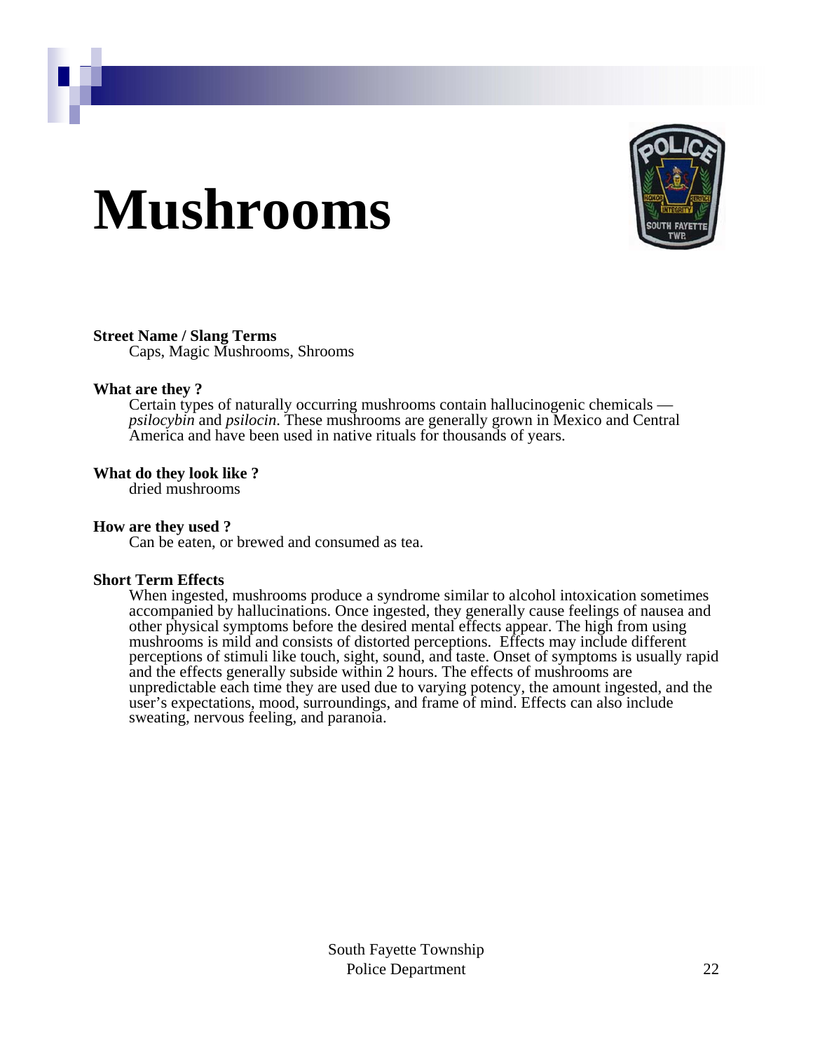# Mushrooms

**Street Name / Slang Terms**

Caps, Magic Mushrooms, Shrooms

**What are they ?**

Certain types of naturally occurring mushrooms contain hallucinogenic chemicals — *psilocybin* and *psilocin*. These mushrooms are generally grown in Mexico and Central America and have been used in native rituals for thousands of years.

**What do they look like ?**

dried mushrooms

**How are they used ?**

Can be eaten, or brewed and consumed as tea.

**Short Term Effects**

When ingested, mushrooms produce a syndrome similar to alcohol intoxication sometimes accompanied by hallucinations. Once ingested, they generally cause feelings of nausea and other physical symptoms before the desired mental effects appear. The high from using mushrooms is mild and consists of distorted perceptions. Effects may include different perceptions of stimuli like touch, sight, sound, and taste. Onset of symptoms is usually rapid and the effects generally subside within 2 hours. The effects of mushrooms are unpredictable each time they are used due to varying potency, the amount ingested, and the user's expectations, mood, surroundings, and frame of mind. Effects can also include sweating, nervous feeling, and paranoia.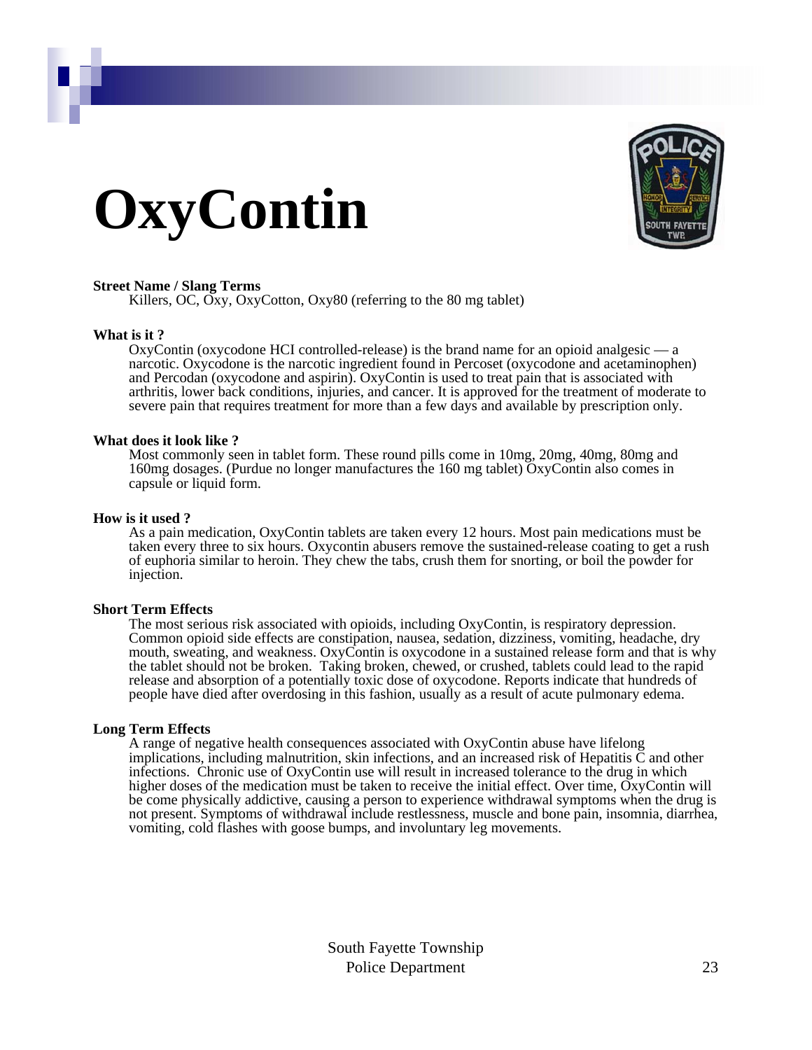# OxyContin

**Street Name / Slang Terms**

Killers, OC, Oxy, OxyCotton, Oxy80 (referring to the 80 mg tablet)

**What is it ?**

OxyContin (oxycodone HCI controlled-release) is the brand name for an opioid analgesic — a narcotic. Oxycodone is the narcotic ingredient found in Percoset (oxycodone and acetaminophen) and Percodan (oxycodone and aspirin). OxyContin is used to treat pain that is associated with arthritis, lower back conditions, injuries, and cancer. It is approved for the treatment of moderate to severe pain that requires treatment for more than a few days and available by prescription only.

**What does it look like ?**

Most commonly seen in tablet form. These round pills come in 10mg, 20mg, 40mg, 80mg and 160mg dosages. (Purdue no longer manufactures the 160 mg tablet) OxyContin also comes in capsule or liquid form.

**How is it used ?**

As a pain medication, OxyContin tablets are taken every 12 hours. Most pain medications must be taken every three to six hours. Oxycontin abusers remove the sustained-release coating to get a rush of euphoria similar to heroin. They chew the tabs, crush them for snorting, or boil the powder for injection.

**Short Term Effects**

The most serious risk associated with opioids, including OxyContin, is respiratory depression. Common opioid side effects are constipation, nausea, sedation, dizziness, vomiting, headache, dry mouth, sweating, and weakness. OxyContin is oxycodone in a sustained release form and that is why the tablet should not be broken. Taking broken, chewed, or crushed, tablets could lead to the rapid release and absorption of a potentially toxic dose of oxycodone. Reports indicate that hundreds of people have died after overdosing in this fashion, usually as a result of acute pulmonary edema.

**Long Term Effects**

A range of negative health consequences associated with OxyContin abuse have lifelong implications, including malnutrition, skin infections, and an increased risk of Hepatitis C and other infections. Chronic use of OxyContin use will result in increased tolerance to the drug in which higher doses of the medication must be taken to receive the initial effect. Over time, OxyContin will be come physically addictive, causing a person to experience withdrawal symptoms when the drug is not present. Symptoms of withdrawal include restlessness, muscle and bone pain, insomnia, diarrhea, vomiting, cold flashes with goose bumps, and involuntary leg movements.

South Fayette Township
Police Department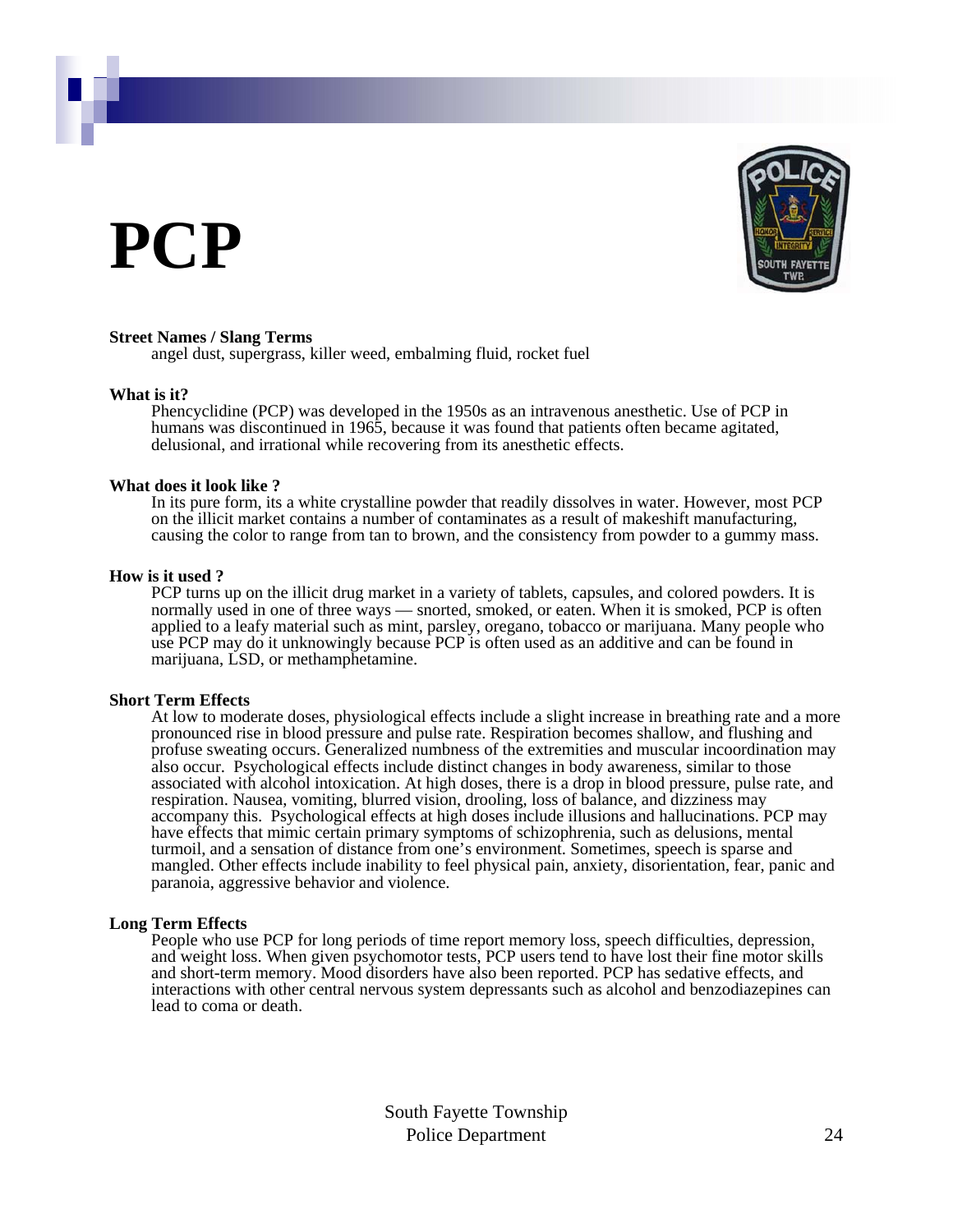# PCP

**Street Names / Slang Terms**

angel dust, supergrass, killer weed, embalming fluid, rocket fuel

**What is it?**

Phencyclidine (PCP) was developed in the 1950s as an intravenous anesthetic. Use of PCP in humans was discontinued in 1965, because it was found that patients often became agitated, delusional, and irrational while recovering from its anesthetic effects.

**What does it look like ?**

In its pure form, its a white crystalline powder that readily dissolves in water. However, most PCP on the illicit market contains a number of contaminates as a result of makeshift manufacturing, causing the color to range from tan to brown, and the consistency from powder to a gummy mass.

**How is it used ?**

PCP turns up on the illicit drug market in a variety of tablets, capsules, and colored powders. It is normally used in one of three ways — snorted, smoked, or eaten. When it is smoked, PCP is often applied to a leafy material such as mint, parsley, oregano, tobacco or marijuana. Many people who use PCP may do it unknowingly because PCP is often used as an additive and can be found in marijuana, LSD, or methamphetamine.

**Short Term Effects**

At low to moderate doses, physiological effects include a slight increase in breathing rate and a more pronounced rise in blood pressure and pulse rate. Respiration becomes shallow, and flushing and profuse sweating occurs. Generalized numbness of the extremities and muscular incoordination may also occur. Psychological effects include distinct changes in body awareness, similar to those associated with alcohol intoxication. At high doses, there is a drop in blood pressure, pulse rate, and respiration. Nausea, vomiting, blurred vision, drooling, loss of balance, and dizziness may accompany this. Psychological effects at high doses include illusions and hallucinations. PCP may have effects that mimic certain primary symptoms of schizophrenia, such as delusions, mental turmoil, and a sensation of distance from one's environment. Sometimes, speech is sparse and mangled. Other effects include inability to feel physical pain, anxiety, disorientation, fear, panic and paranoia, aggressive behavior and violence.

**Long Term Effects**

People who use PCP for long periods of time report memory loss, speech difficulties, depression, and weight loss. When given psychomotor tests, PCP users tend to have lost their fine motor skills and short-term memory. Mood disorders have also been reported. PCP has sedative effects, and interactions with other central nervous system depressants such as alcohol and benzodiazepines can lead to coma or death.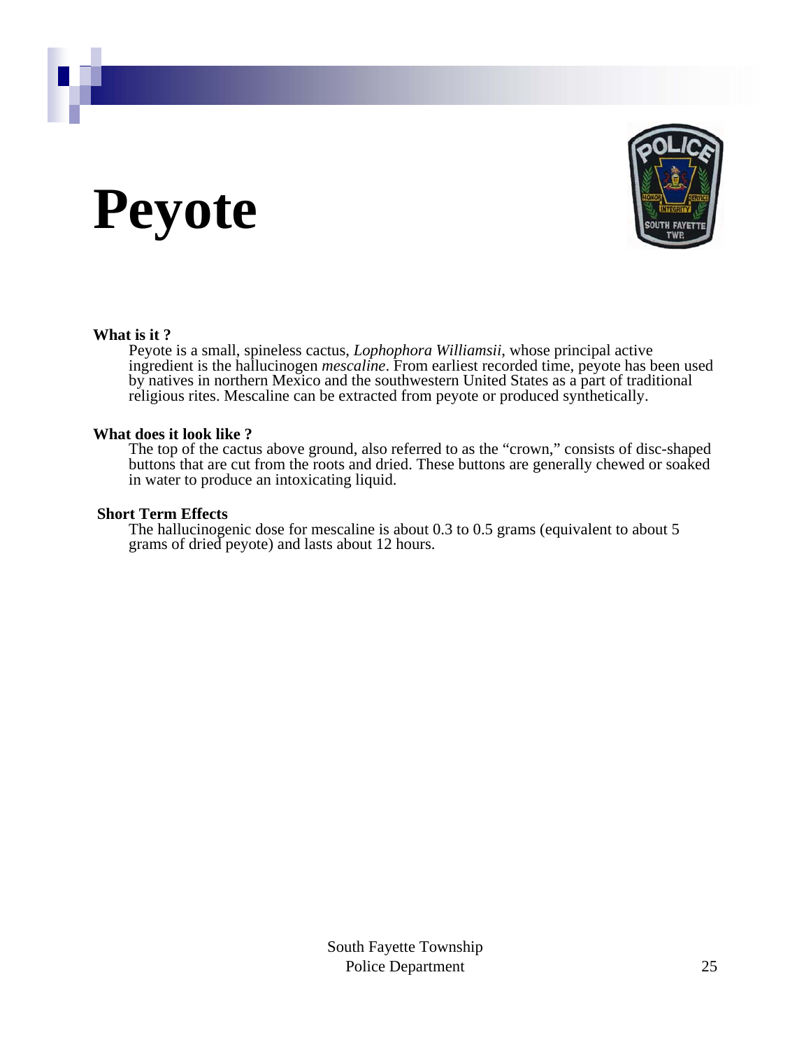# Peyote

**What is it ?**

Peyote is a small, spineless cactus, *Lophophora Williamsii*, whose principal active ingredient is the hallucinogen *mescaline*. From earliest recorded time, peyote has been used by natives in northern Mexico and the southwestern United States as a part of traditional religious rites. Mescaline can be extracted from peyote or produced synthetically.

**What does it look like ?**

The top of the cactus above ground, also referred to as the "crown," consists of disc-shaped buttons that are cut from the roots and dried. These buttons are generally chewed or soaked in water to produce an intoxicating liquid.

**Short Term Effects**

The hallucinogenic dose for mescaline is about 0.3 to 0.5 grams (equivalent to about 5 grams of dried peyote) and lasts about 12 hours.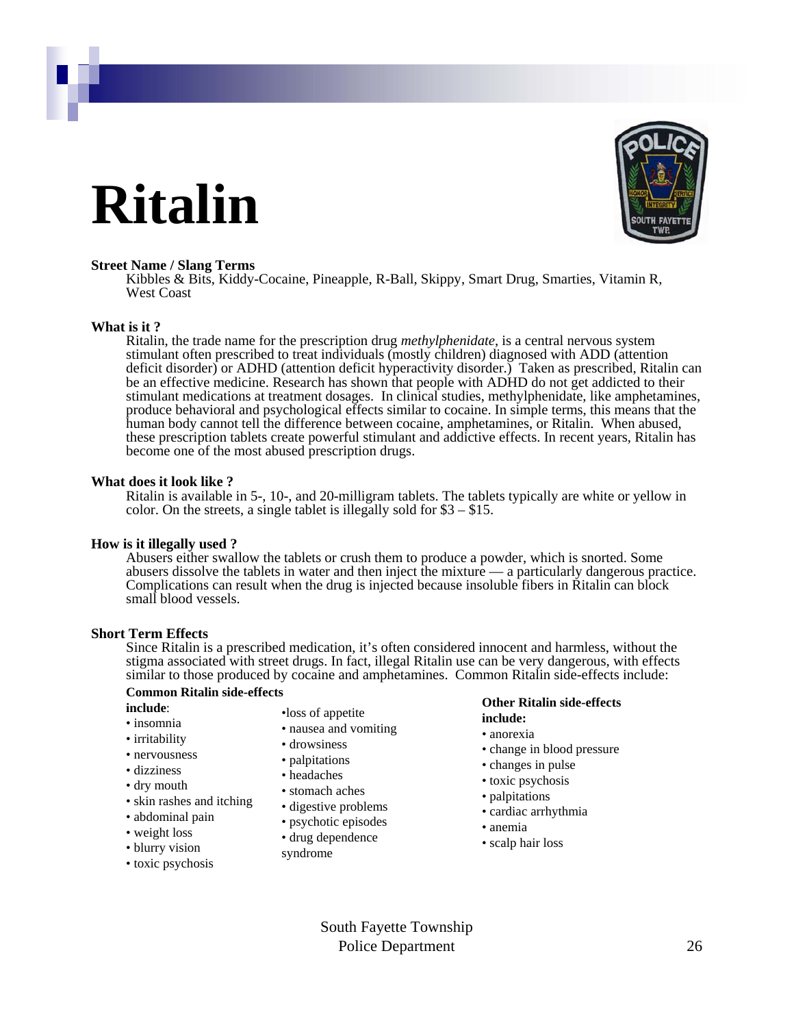# Ritalin

**Street Name / Slang Terms**

Kibbles & Bits, Kiddy-Cocaine, Pineapple, R-Ball, Skippy, Smart Drug, Smarties, Vitamin R, West Coast

**What is it ?**

Ritalin, the trade name for the prescription drug *methylphenidate*, is a central nervous system stimulant often prescribed to treat individuals (mostly children) diagnosed with ADD (attention deficit disorder) or ADHD (attention deficit hyperactivity disorder.) Taken as prescribed, Ritalin can be an effective medicine. Research has shown that people with ADHD do not get addicted to their stimulant medications at treatment dosages. In clinical studies, methylphenidate, like amphetamines, produce behavioral and psychological effects similar to cocaine. In simple terms, this means that the human body cannot tell the difference between cocaine, amphetamines, or Ritalin. When abused, these prescription tablets create powerful stimulant and addictive effects. In recent years, Ritalin has become one of the most abused prescription drugs.

**What does it look like ?**

Ritalin is available in 5-, 10-, and 20-milligram tablets. The tablets typically are white or yellow in color. On the streets, a single tablet is illegally sold for $3 – $15.

**How is it illegally used ?**

Abusers either swallow the tablets or crush them to produce a powder, which is snorted. Some abusers dissolve the tablets in water and then inject the mixture — a particularly dangerous practice. Complications can result when the drug is injected because insoluble fibers in Ritalin can block small blood vessels.

**Short Term Effects**

Since Ritalin is a prescribed medication, it's often considered innocent and harmless, without the stigma associated with street drugs. In fact, illegal Ritalin use can be very dangerous, with effects similar to those produced by cocaine and amphetamines. Common Ritalin side-effects include:

**Common Ritalin side-effects include**:

- insomnia
- irritability
- nervousness
- dizziness
- dry mouth
- skin rashes and itching
- abdominal pain
- weight loss
- blurry vision
- toxic psychosis
- loss of appetite
- nausea and vomiting
- drowsiness
- palpitations
- headaches
- stomach aches
- digestive problems
- psychotic episodes
- drug dependence syndrome

**Other Ritalin side-effects include:**

- anorexia
- change in blood pressure
- changes in pulse
- toxic psychosis
- palpitations
- cardiac arrhythmia
- anemia
- scalp hair loss

South Fayette Township
Police Department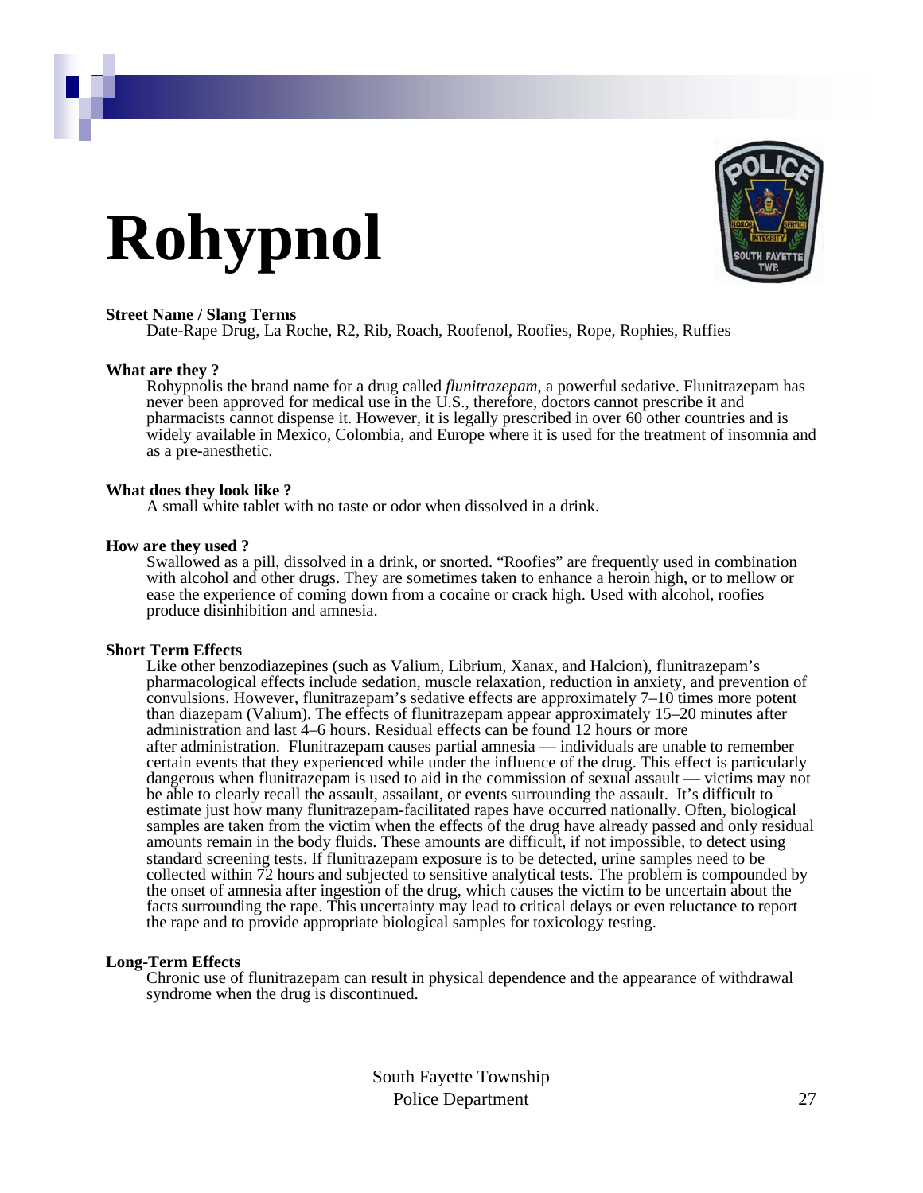# Rohypnol

**Street Name / Slang Terms**

Date-Rape Drug, La Roche, R2, Rib, Roach, Roofenol, Roofies, Rope, Rophies, Ruffies

**What are they ?**

Rohypnolis the brand name for a drug called *flunitrazepam*, a powerful sedative. Flunitrazepam has never been approved for medical use in the U.S., therefore, doctors cannot prescribe it and pharmacists cannot dispense it. However, it is legally prescribed in over 60 other countries and is widely available in Mexico, Colombia, and Europe where it is used for the treatment of insomnia and as a pre-anesthetic.

**What does they look like ?**

A small white tablet with no taste or odor when dissolved in a drink.

**How are they used ?**

Swallowed as a pill, dissolved in a drink, or snorted. "Roofies" are frequently used in combination with alcohol and other drugs. They are sometimes taken to enhance a heroin high, or to mellow or ease the experience of coming down from a cocaine or crack high. Used with alcohol, roofies produce disinhibition and amnesia.

**Short Term Effects**

Like other benzodiazepines (such as Valium, Librium, Xanax, and Halcion), flunitrazepam's pharmacological effects include sedation, muscle relaxation, reduction in anxiety, and prevention of convulsions. However, flunitrazepam's sedative effects are approximately 7–10 times more potent than diazepam (Valium). The effects of flunitrazepam appear approximately 15–20 minutes after administration and last 4–6 hours. Residual effects can be found 12 hours or more after administration. Flunitrazepam causes partial amnesia — individuals are unable to remember certain events that they experienced while under the influence of the drug. This effect is particularly dangerous when flunitrazepam is used to aid in the commission of sexual assault — victims may not be able to clearly recall the assault, assailant, or events surrounding the assault. It's difficult to estimate just how many flunitrazepam-facilitated rapes have occurred nationally. Often, biological samples are taken from the victim when the effects of the drug have already passed and only residual amounts remain in the body fluids. These amounts are difficult, if not impossible, to detect using standard screening tests. If flunitrazepam exposure is to be detected, urine samples need to be collected within 72 hours and subjected to sensitive analytical tests. The problem is compounded by the onset of amnesia after ingestion of the drug, which causes the victim to be uncertain about the facts surrounding the rape. This uncertainty may lead to critical delays or even reluctance to report the rape and to provide appropriate biological samples for toxicology testing.

**Long-Term Effects**

Chronic use of flunitrazepam can result in physical dependence and the appearance of withdrawal syndrome when the drug is discontinued.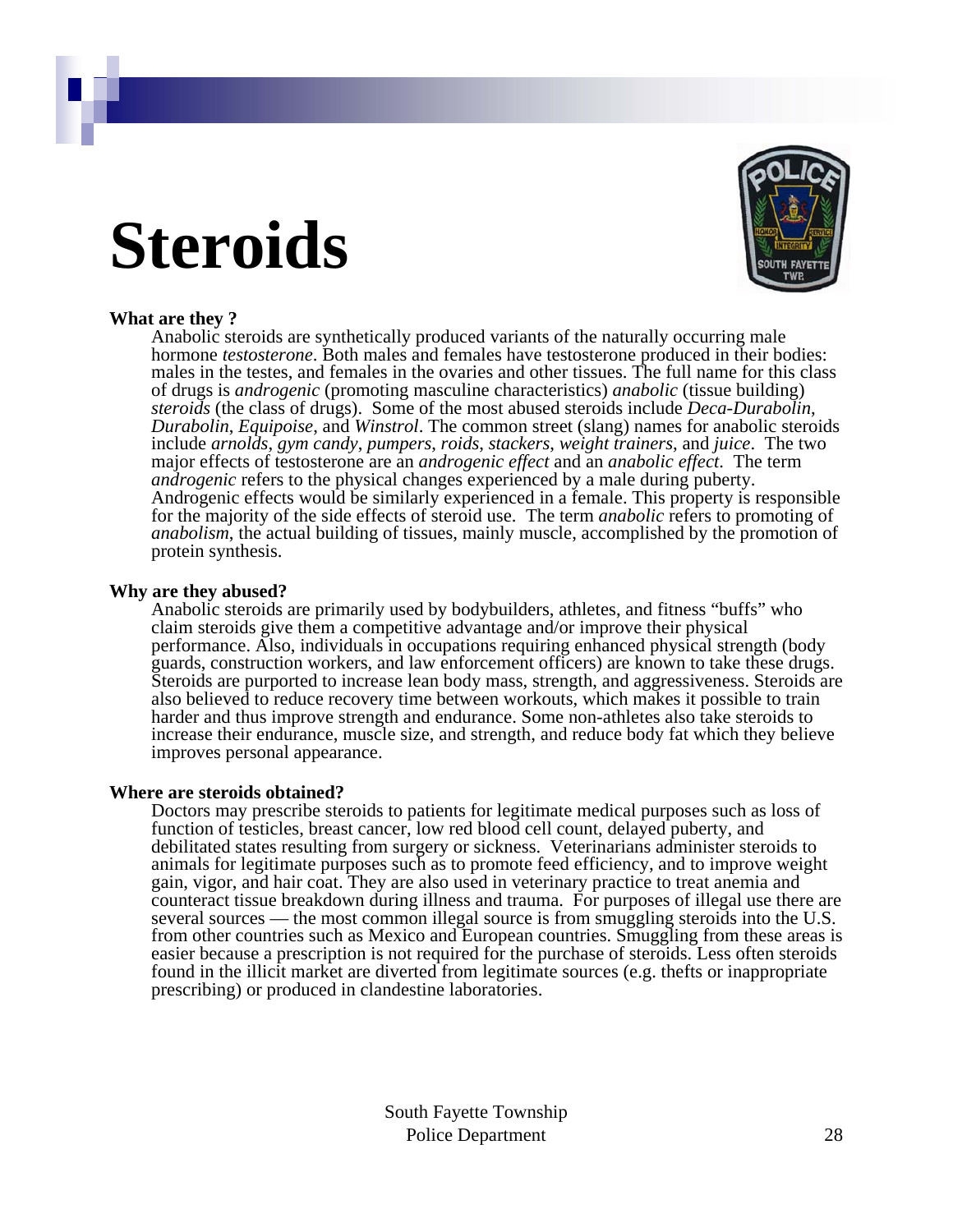# Steroids

**What are they ?**

Anabolic steroids are synthetically produced variants of the naturally occurring male hormone *testosterone*. Both males and females have testosterone produced in their bodies: males in the testes, and females in the ovaries and other tissues. The full name for this class of drugs is *androgenic* (promoting masculine characteristics) *anabolic* (tissue building) *steroids* (the class of drugs). Some of the most abused steroids include *Deca-Durabolin*, *Durabolin*, *Equipoise*, and *Winstrol*. The common street (slang) names for anabolic steroids include *arnolds*, *gym candy*, *pumpers*, *roids*, *stackers*, *weight trainers*, and *juice*. The two major effects of testosterone are an *androgenic effect* and an *anabolic effect*. The term *androgenic* refers to the physical changes experienced by a male during puberty. Androgenic effects would be similarly experienced in a female. This property is responsible for the majority of the side effects of steroid use. The term *anabolic* refers to promoting of *anabolism*, the actual building of tissues, mainly muscle, accomplished by the promotion of protein synthesis.

**Why are they abused?**

Anabolic steroids are primarily used by bodybuilders, athletes, and fitness "buffs" who claim steroids give them a competitive advantage and/or improve their physical performance. Also, individuals in occupations requiring enhanced physical strength (body guards, construction workers, and law enforcement officers) are known to take these drugs. Steroids are purported to increase lean body mass, strength, and aggressiveness. Steroids are also believed to reduce recovery time between workouts, which makes it possible to train harder and thus improve strength and endurance. Some non-athletes also take steroids to increase their endurance, muscle size, and strength, and reduce body fat which they believe improves personal appearance.

**Where are steroids obtained?**

Doctors may prescribe steroids to patients for legitimate medical purposes such as loss of function of testicles, breast cancer, low red blood cell count, delayed puberty, and debilitated states resulting from surgery or sickness. Veterinarians administer steroids to animals for legitimate purposes such as to promote feed efficiency, and to improve weight gain, vigor, and hair coat. They are also used in veterinary practice to treat anemia and counteract tissue breakdown during illness and trauma. For purposes of illegal use there are several sources — the most common illegal source is from smuggling steroids into the U.S. from other countries such as Mexico and European countries. Smuggling from these areas is easier because a prescription is not required for the purchase of steroids. Less often steroids found in the illicit market are diverted from legitimate sources (e.g. thefts or inappropriate prescribing) or produced in clandestine laboratories.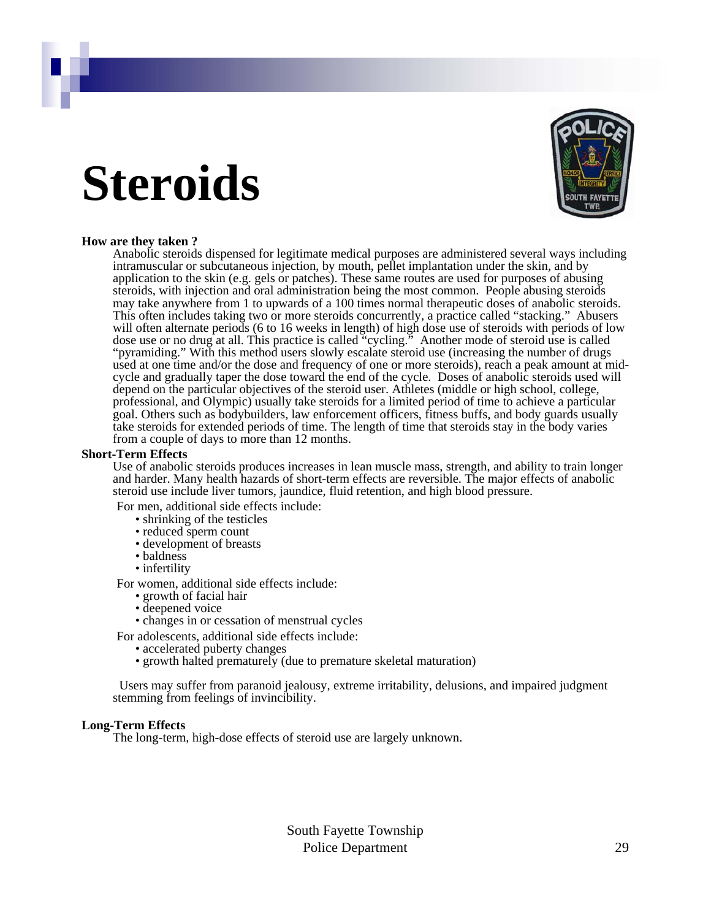# Steroids

**How are they taken ?**

Anabolic steroids dispensed for legitimate medical purposes are administered several ways including intramuscular or subcutaneous injection, by mouth, pellet implantation under the skin, and by application to the skin (e.g. gels or patches). These same routes are used for purposes of abusing steroids, with injection and oral administration being the most common. People abusing steroids may take anywhere from 1 to upwards of a 100 times normal therapeutic doses of anabolic steroids. This often includes taking two or more steroids concurrently, a practice called "stacking." Abusers will often alternate periods (6 to 16 weeks in length) of high dose use of steroids with periods of low dose use or no drug at all. This practice is called "cycling." Another mode of steroid use is called "pyramiding." With this method users slowly escalate steroid use (increasing the number of drugs used at one time and/or the dose and frequency of one or more steroids), reach a peak amount at mid-cycle and gradually taper the dose toward the end of the cycle. Doses of anabolic steroids used will depend on the particular objectives of the steroid user. Athletes (middle or high school, college, professional, and Olympic) usually take steroids for a limited period of time to achieve a particular goal. Others such as bodybuilders, law enforcement officers, fitness buffs, and body guards usually take steroids for extended periods of time. The length of time that steroids stay in the body varies from a couple of days to more than 12 months.

**Short-Term Effects**

Use of anabolic steroids produces increases in lean muscle mass, strength, and ability to train longer and harder. Many health hazards of short-term effects are reversible. The major effects of anabolic steroid use include liver tumors, jaundice, fluid retention, and high blood pressure.

For men, additional side effects include:

- shrinking of the testicles
- reduced sperm count
- development of breasts
- baldness
- infertility

For women, additional side effects include:

- growth of facial hair
- deepened voice
- changes in or cessation of menstrual cycles

For adolescents, additional side effects include:

- accelerated puberty changes
- growth halted prematurely (due to premature skeletal maturation)

Users may suffer from paranoid jealousy, extreme irritability, delusions, and impaired judgment stemming from feelings of invincibility.

**Long-Term Effects**

The long-term, high-dose effects of steroid use are largely unknown.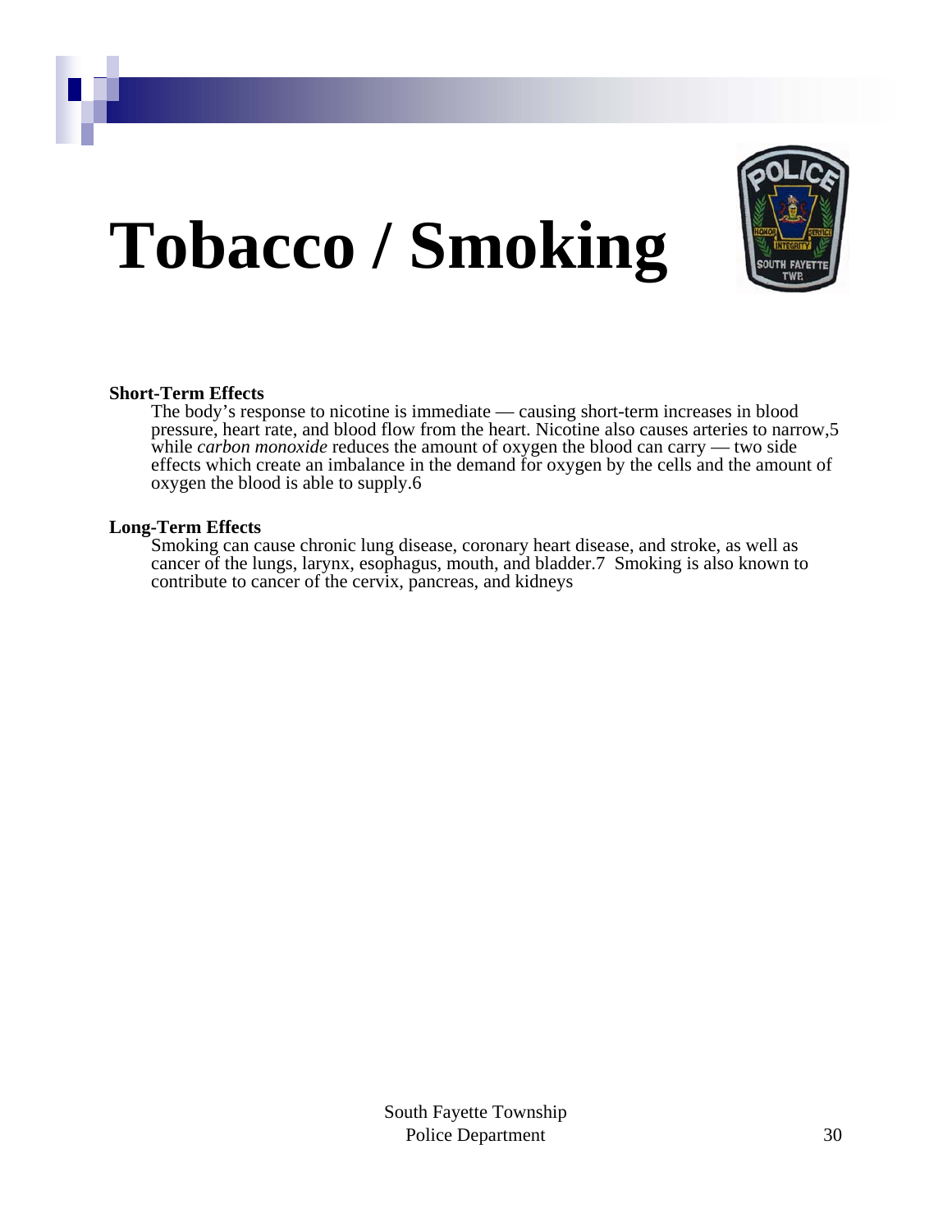# Tobacco / Smoking

**Short-Term Effects**

The body's response to nicotine is immediate — causing short-term increases in blood pressure, heart rate, and blood flow from the heart. Nicotine also causes arteries to narrow,[5] while *carbon monoxide* reduces the amount of oxygen the blood can carry — two side effects which create an imbalance in the demand for oxygen by the cells and the amount of oxygen the blood is able to supply.[6]

**Long-Term Effects**

Smoking can cause chronic lung disease, coronary heart disease, and stroke, as well as cancer of the lungs, larynx, esophagus, mouth, and bladder.[7] Smoking is also known to contribute to cancer of the cervix, pancreas, and kidneys

South Fayette Township
Police Department